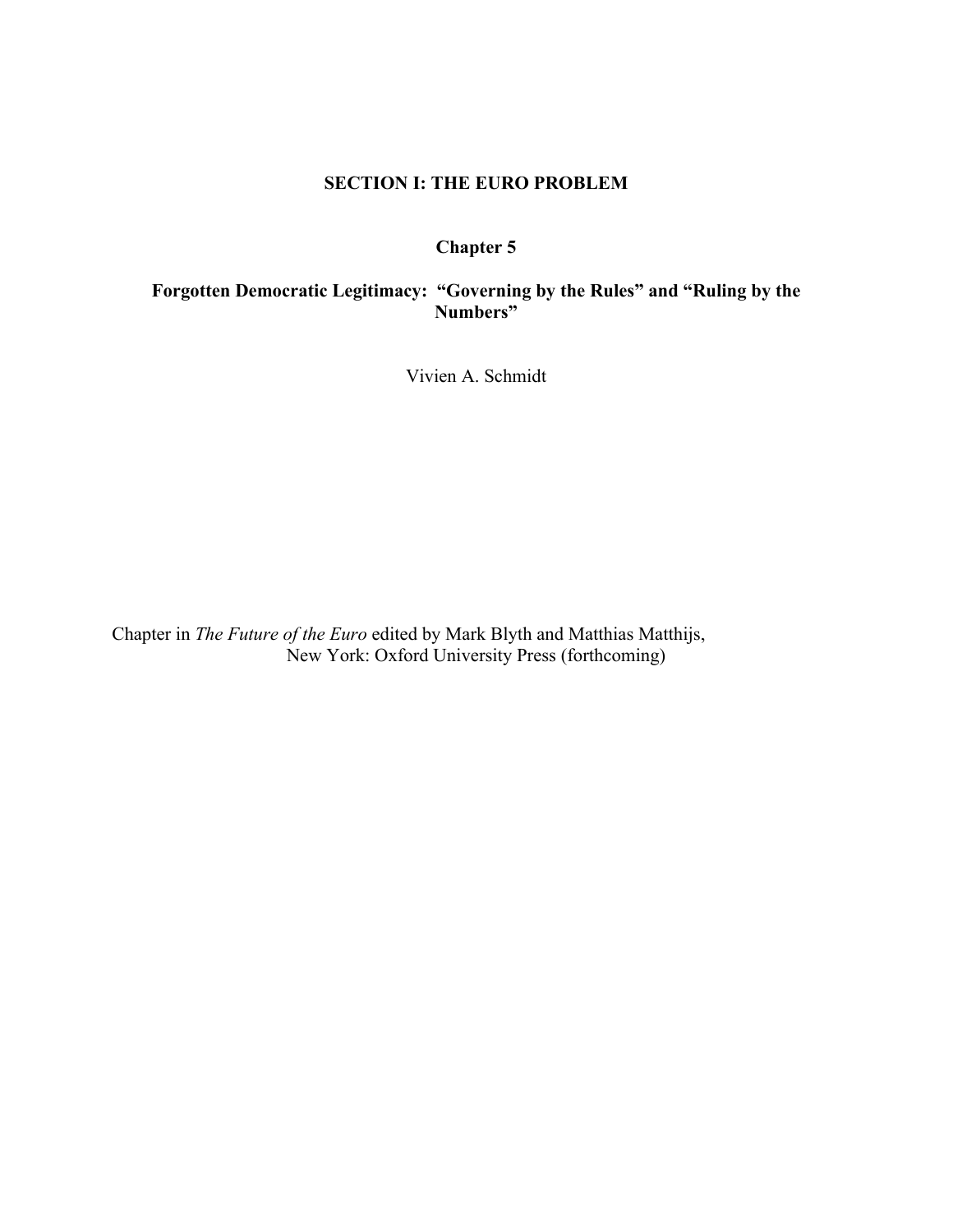## SECTION I: THE EURO PROBLEM

## Chapter 5

# Forgotten Democratic Legitimacy: "Governing by the Rules" and "Ruling by the Numbers"

Vivien A. Schmidt

Chapter in *The Future of the Euro* edited by Mark Blyth and Matthias Matthijs, New York: Oxford University Press (forthcoming)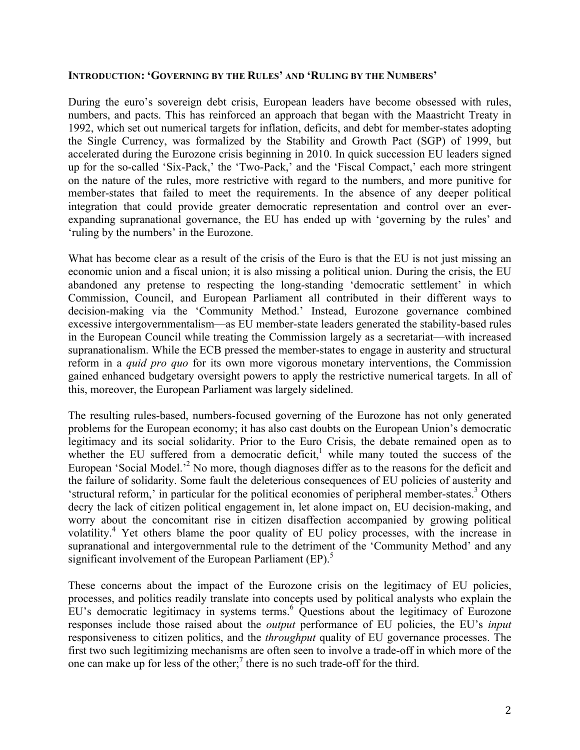## INTRODUCTION: 'GOVERNING BY THE RULES' AND 'RULING BY THE NUMBERS'

During the euro's sovereign debt crisis, European leaders have become obsessed with rules, numbers, and pacts. This has reinforced an approach that began with the Maastricht Treaty in 1992, which set out numerical targets for inflation, deficits, and debt for member-states adopting the Single Currency, was formalized by the Stability and Growth Pact (SGP) of 1999, but accelerated during the Eurozone crisis beginning in 2010. In quick succession EU leaders signed up for the so-called 'Six-Pack,' the 'Two-Pack,' and the 'Fiscal Compact,' each more stringent on the nature of the rules, more restrictive with regard to the numbers, and more punitive for member-states that failed to meet the requirements. In the absence of any deeper political integration that could provide greater democratic representation and control over an ever-expanding supranational governance, the EU has ended up with 'governing by the rules' and 'ruling by the numbers' in the Eurozone.

What has become clear as a result of the crisis of the Euro is that the EU is not just missing an economic union and a fiscal union; it is also missing a political union. During the crisis, the EU abandoned any pretense to respecting the long-standing 'democratic settlement' in which Commission, Council, and European Parliament all contributed in their different ways to decision-making via the 'Community Method.' Instead, Eurozone governance combined excessive intergovernmentalism—as EU member-state leaders generated the stability-based rules in the European Council while treating the Commission largely as a secretariat—with increased supranationalism. While the ECB pressed the member-states to engage in austerity and structural reform in a *quid pro quo* for its own more vigorous monetary interventions, the Commission gained enhanced budgetary oversight powers to apply the restrictive numerical targets. In all of this, moreover, the European Parliament was largely sidelined.

The resulting rules-based, numbers-focused governing of the Eurozone has not only generated problems for the European economy; it has also cast doubts on the European Union's democratic legitimacy and its social solidarity. Prior to the Euro Crisis, the debate remained open as to whether the EU suffered from a democratic deficit,[1] while many touted the success of the European 'Social Model.'[2] No more, though diagnoses differ as to the reasons for the deficit and the failure of solidarity. Some fault the deleterious consequences of EU policies of austerity and 'structural reform,' in particular for the political economies of peripheral member-states.[3] Others decry the lack of citizen political engagement in, let alone impact on, EU decision-making, and worry about the concomitant rise in citizen disaffection accompanied by growing political volatility.[4] Yet others blame the poor quality of EU policy processes, with the increase in supranational and intergovernmental rule to the detriment of the 'Community Method' and any significant involvement of the European Parliament (EP).[5]

These concerns about the impact of the Eurozone crisis on the legitimacy of EU policies, processes, and politics readily translate into concepts used by political analysts who explain the EU's democratic legitimacy in systems terms.[6] Questions about the legitimacy of Eurozone responses include those raised about the *output* performance of EU policies, the EU's *input* responsiveness to citizen politics, and the *throughput* quality of EU governance processes. The first two such legitimizing mechanisms are often seen to involve a trade-off in which more of the one can make up for less of the other;[7] there is no such trade-off for the third.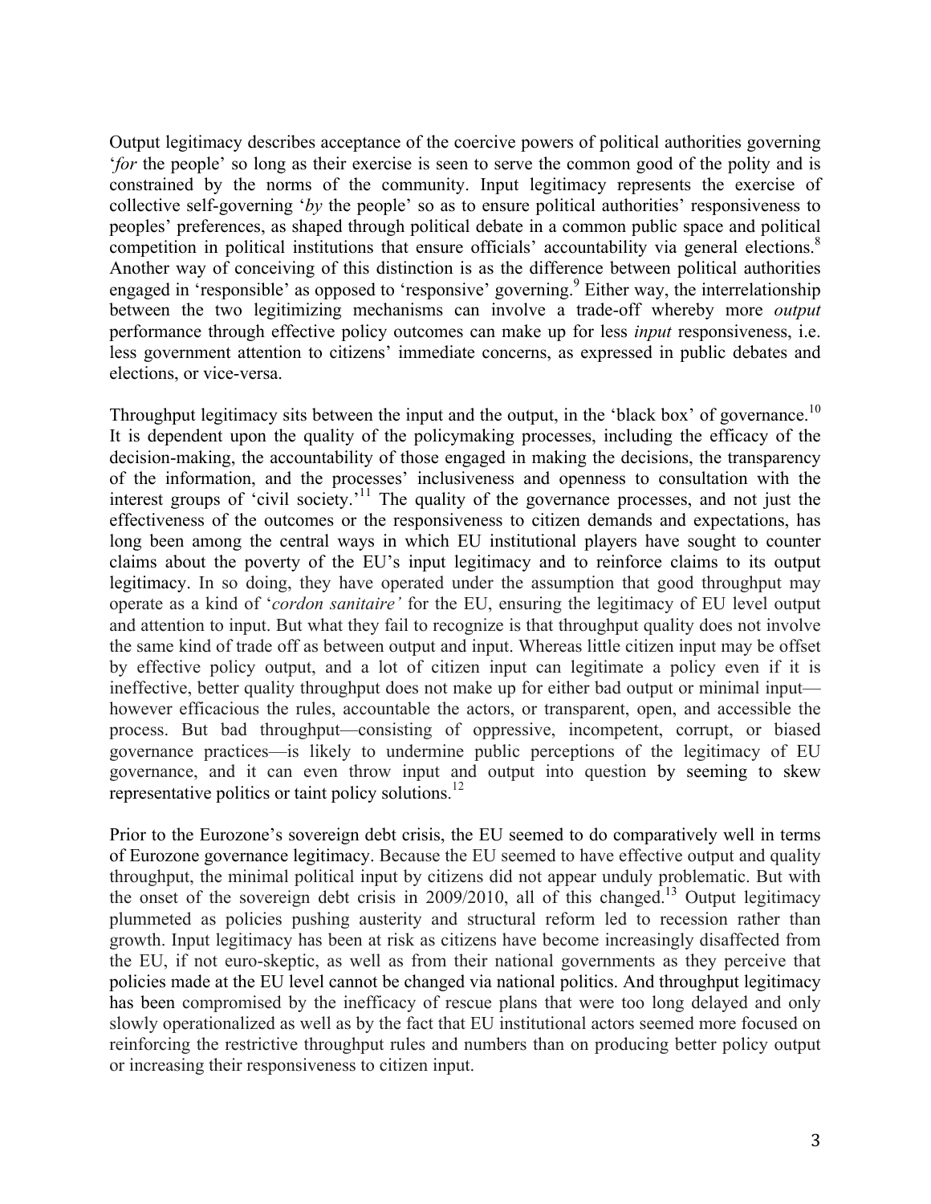Output legitimacy describes acceptance of the coercive powers of political authorities governing '*for* the people' so long as their exercise is seen to serve the common good of the polity and is constrained by the norms of the community. Input legitimacy represents the exercise of collective self-governing '*by* the people' so as to ensure political authorities' responsiveness to peoples' preferences, as shaped through political debate in a common public space and political competition in political institutions that ensure officials' accountability via general elections.[8] Another way of conceiving of this distinction is as the difference between political authorities engaged in 'responsible' as opposed to 'responsive' governing.[9] Either way, the interrelationship between the two legitimizing mechanisms can involve a trade-off whereby more *output* performance through effective policy outcomes can make up for less *input* responsiveness, i.e. less government attention to citizens' immediate concerns, as expressed in public debates and elections, or vice-versa.

Throughput legitimacy sits between the input and the output, in the 'black box' of governance.[10] It is dependent upon the quality of the policymaking processes, including the efficacy of the decision-making, the accountability of those engaged in making the decisions, the transparency of the information, and the processes' inclusiveness and openness to consultation with the interest groups of 'civil society.'[11] The quality of the governance processes, and not just the effectiveness of the outcomes or the responsiveness to citizen demands and expectations, has long been among the central ways in which EU institutional players have sought to counter claims about the poverty of the EU's input legitimacy and to reinforce claims to its output legitimacy. In so doing, they have operated under the assumption that good throughput may operate as a kind of '*cordon sanitaire'* for the EU, ensuring the legitimacy of EU level output and attention to input. But what they fail to recognize is that throughput quality does not involve the same kind of trade off as between output and input. Whereas little citizen input may be offset by effective policy output, and a lot of citizen input can legitimate a policy even if it is ineffective, better quality throughput does not make up for either bad output or minimal input—however efficacious the rules, accountable the actors, or transparent, open, and accessible the process. But bad throughput—consisting of oppressive, incompetent, corrupt, or biased governance practices—is likely to undermine public perceptions of the legitimacy of EU governance, and it can even throw input and output into question by seeming to skew representative politics or taint policy solutions.[12]

Prior to the Eurozone's sovereign debt crisis, the EU seemed to do comparatively well in terms of Eurozone governance legitimacy. Because the EU seemed to have effective output and quality throughput, the minimal political input by citizens did not appear unduly problematic. But with the onset of the sovereign debt crisis in 2009/2010, all of this changed.[13] Output legitimacy plummeted as policies pushing austerity and structural reform led to recession rather than growth. Input legitimacy has been at risk as citizens have become increasingly disaffected from the EU, if not euro-skeptic, as well as from their national governments as they perceive that policies made at the EU level cannot be changed via national politics. And throughput legitimacy has been compromised by the inefficacy of rescue plans that were too long delayed and only slowly operationalized as well as by the fact that EU institutional actors seemed more focused on reinforcing the restrictive throughput rules and numbers than on producing better policy output or increasing their responsiveness to citizen input.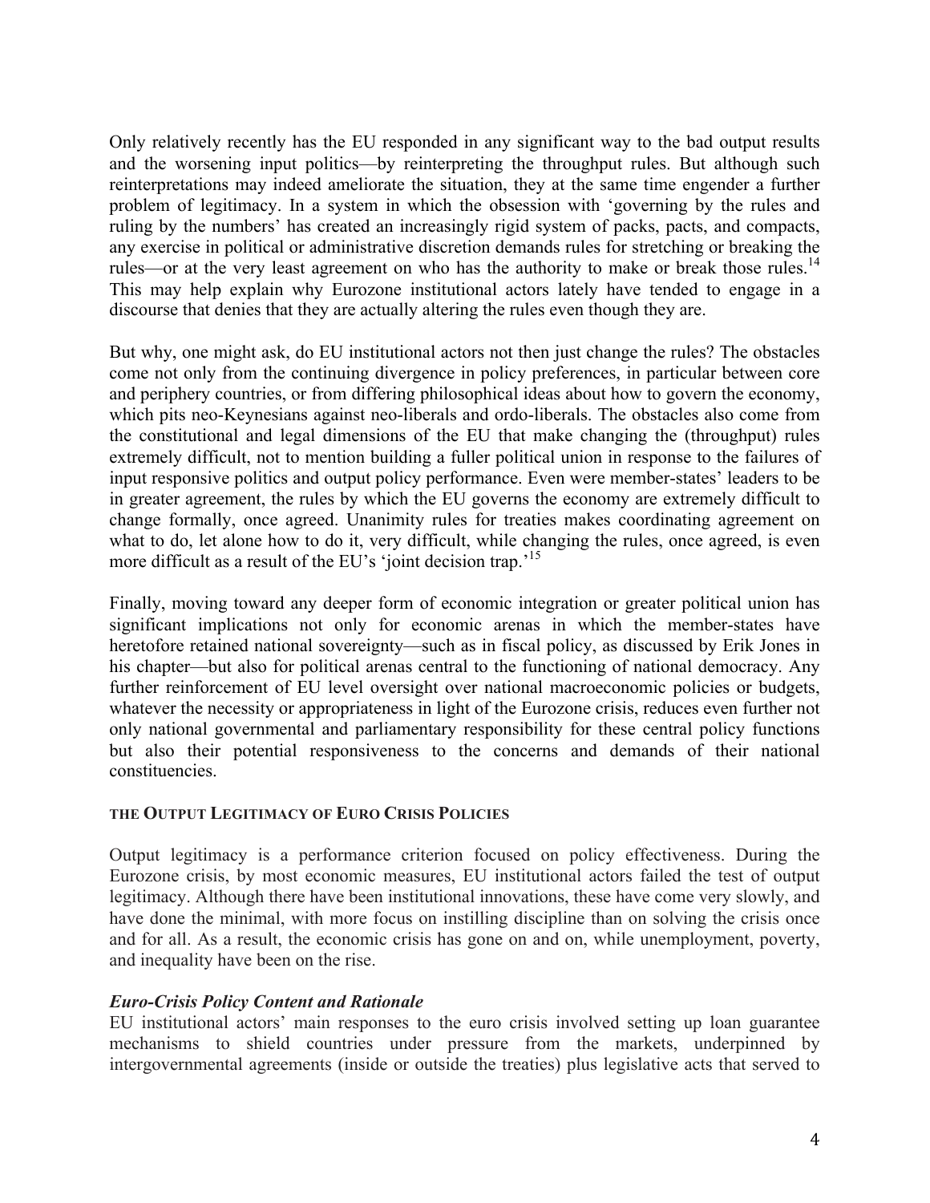Only relatively recently has the EU responded in any significant way to the bad output results and the worsening input politics—by reinterpreting the throughput rules. But although such reinterpretations may indeed ameliorate the situation, they at the same time engender a further problem of legitimacy. In a system in which the obsession with 'governing by the rules and ruling by the numbers' has created an increasingly rigid system of packs, pacts, and compacts, any exercise in political or administrative discretion demands rules for stretching or breaking the rules—or at the very least agreement on who has the authority to make or break those rules.[14] This may help explain why Eurozone institutional actors lately have tended to engage in a discourse that denies that they are actually altering the rules even though they are.

But why, one might ask, do EU institutional actors not then just change the rules? The obstacles come not only from the continuing divergence in policy preferences, in particular between core and periphery countries, or from differing philosophical ideas about how to govern the economy, which pits neo-Keynesians against neo-liberals and ordo-liberals. The obstacles also come from the constitutional and legal dimensions of the EU that make changing the (throughput) rules extremely difficult, not to mention building a fuller political union in response to the failures of input responsive politics and output policy performance. Even were member-states' leaders to be in greater agreement, the rules by which the EU governs the economy are extremely difficult to change formally, once agreed. Unanimity rules for treaties makes coordinating agreement on what to do, let alone how to do it, very difficult, while changing the rules, once agreed, is even more difficult as a result of the EU's 'joint decision trap.'[15]

Finally, moving toward any deeper form of economic integration or greater political union has significant implications not only for economic arenas in which the member-states have heretofore retained national sovereignty—such as in fiscal policy, as discussed by Erik Jones in his chapter—but also for political arenas central to the functioning of national democracy. Any further reinforcement of EU level oversight over national macroeconomic policies or budgets, whatever the necessity or appropriateness in light of the Eurozone crisis, reduces even further not only national governmental and parliamentary responsibility for these central policy functions but also their potential responsiveness to the concerns and demands of their national constituencies.

## THE OUTPUT LEGITIMACY OF EURO CRISIS POLICIES

Output legitimacy is a performance criterion focused on policy effectiveness. During the Eurozone crisis, by most economic measures, EU institutional actors failed the test of output legitimacy. Although there have been institutional innovations, these have come very slowly, and have done the minimal, with more focus on instilling discipline than on solving the crisis once and for all. As a result, the economic crisis has gone on and on, while unemployment, poverty, and inequality have been on the rise.

### *Euro-Crisis Policy Content and Rationale*

EU institutional actors' main responses to the euro crisis involved setting up loan guarantee mechanisms to shield countries under pressure from the markets, underpinned by intergovernmental agreements (inside or outside the treaties) plus legislative acts that served to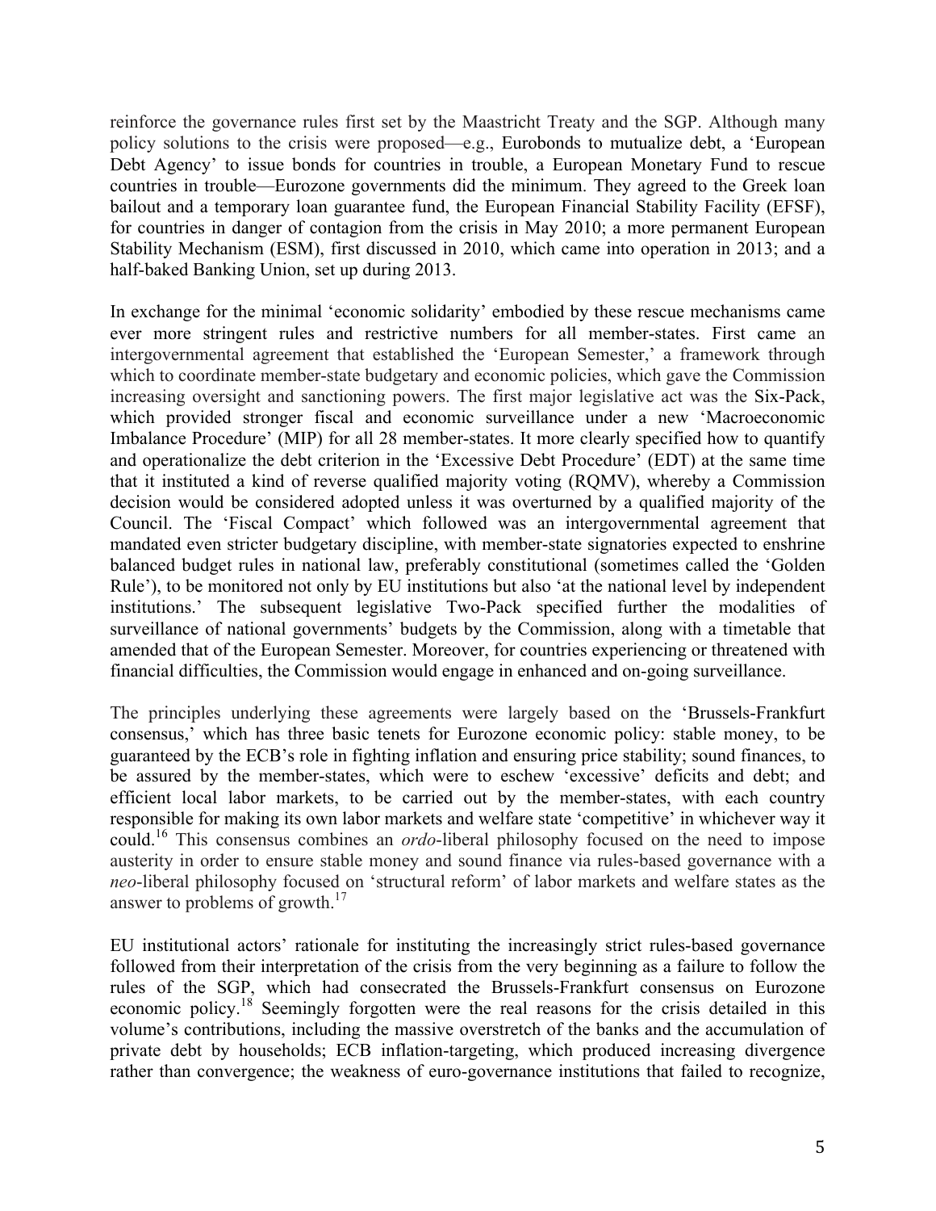reinforce the governance rules first set by the Maastricht Treaty and the SGP. Although many policy solutions to the crisis were proposed—e.g., Eurobonds to mutualize debt, a 'European Debt Agency' to issue bonds for countries in trouble, a European Monetary Fund to rescue countries in trouble—Eurozone governments did the minimum. They agreed to the Greek loan bailout and a temporary loan guarantee fund, the European Financial Stability Facility (EFSF), for countries in danger of contagion from the crisis in May 2010; a more permanent European Stability Mechanism (ESM), first discussed in 2010, which came into operation in 2013; and a half-baked Banking Union, set up during 2013.

In exchange for the minimal 'economic solidarity' embodied by these rescue mechanisms came ever more stringent rules and restrictive numbers for all member-states. First came an intergovernmental agreement that established the 'European Semester,' a framework through which to coordinate member-state budgetary and economic policies, which gave the Commission increasing oversight and sanctioning powers. The first major legislative act was the Six-Pack, which provided stronger fiscal and economic surveillance under a new 'Macroeconomic Imbalance Procedure' (MIP) for all 28 member-states. It more clearly specified how to quantify and operationalize the debt criterion in the 'Excessive Debt Procedure' (EDT) at the same time that it instituted a kind of reverse qualified majority voting (RQMV), whereby a Commission decision would be considered adopted unless it was overturned by a qualified majority of the Council. The 'Fiscal Compact' which followed was an intergovernmental agreement that mandated even stricter budgetary discipline, with member-state signatories expected to enshrine balanced budget rules in national law, preferably constitutional (sometimes called the 'Golden Rule'), to be monitored not only by EU institutions but also 'at the national level by independent institutions.' The subsequent legislative Two-Pack specified further the modalities of surveillance of national governments' budgets by the Commission, along with a timetable that amended that of the European Semester. Moreover, for countries experiencing or threatened with financial difficulties, the Commission would engage in enhanced and on-going surveillance.

The principles underlying these agreements were largely based on the 'Brussels-Frankfurt consensus,' which has three basic tenets for Eurozone economic policy: stable money, to be guaranteed by the ECB's role in fighting inflation and ensuring price stability; sound finances, to be assured by the member-states, which were to eschew 'excessive' deficits and debt; and efficient local labor markets, to be carried out by the member-states, with each country responsible for making its own labor markets and welfare state 'competitive' in whichever way it could.[16] This consensus combines an *ordo*-liberal philosophy focused on the need to impose austerity in order to ensure stable money and sound finance via rules-based governance with a *neo*-liberal philosophy focused on 'structural reform' of labor markets and welfare states as the answer to problems of growth.[17]

EU institutional actors' rationale for instituting the increasingly strict rules-based governance followed from their interpretation of the crisis from the very beginning as a failure to follow the rules of the SGP, which had consecrated the Brussels-Frankfurt consensus on Eurozone economic policy.[18] Seemingly forgotten were the real reasons for the crisis detailed in this volume's contributions, including the massive overstretch of the banks and the accumulation of private debt by households; ECB inflation-targeting, which produced increasing divergence rather than convergence; the weakness of euro-governance institutions that failed to recognize,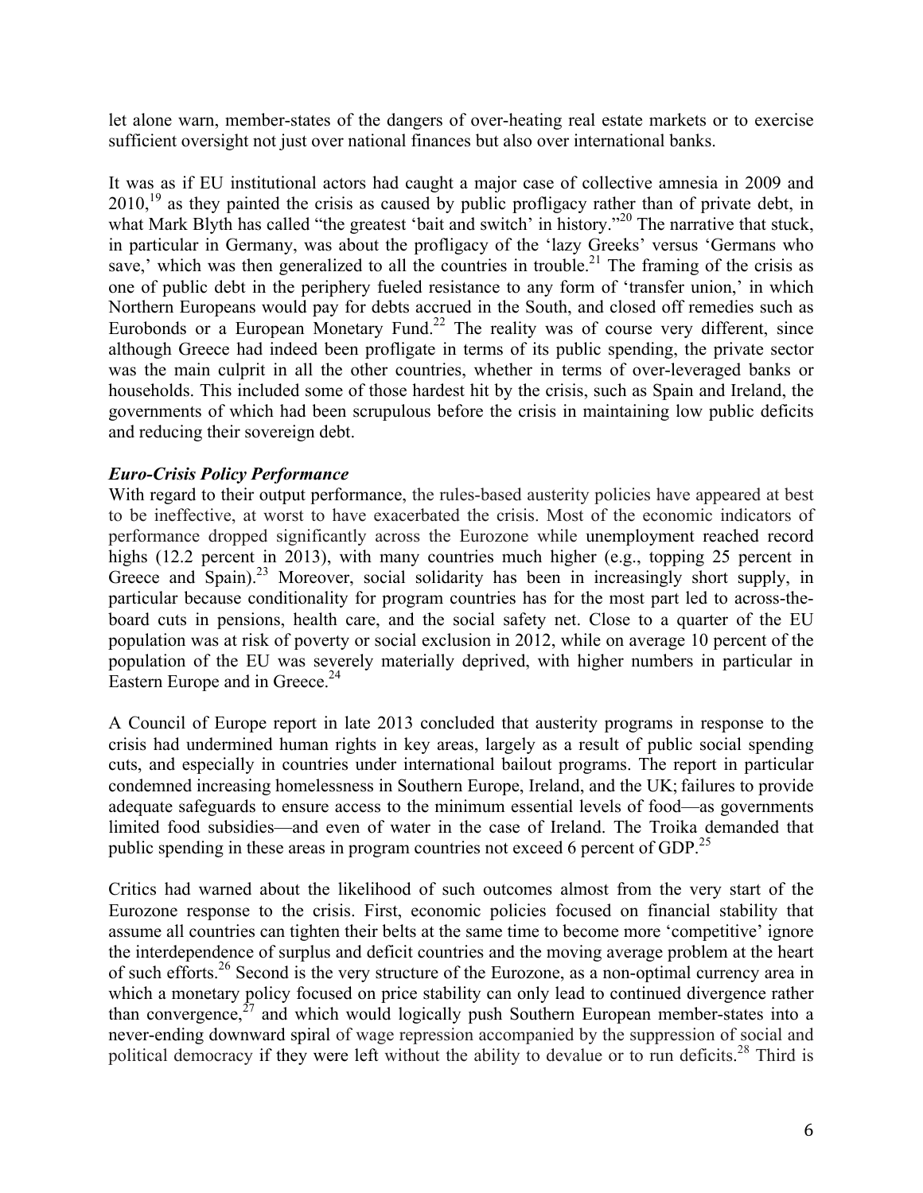let alone warn, member-states of the dangers of over-heating real estate markets or to exercise sufficient oversight not just over national finances but also over international banks.

It was as if EU institutional actors had caught a major case of collective amnesia in 2009 and 2010,[19] as they painted the crisis as caused by public profligacy rather than of private debt, in what Mark Blyth has called "the greatest 'bait and switch' in history."[20] The narrative that stuck, in particular in Germany, was about the profligacy of the 'lazy Greeks' versus 'Germans who save,' which was then generalized to all the countries in trouble.[21] The framing of the crisis as one of public debt in the periphery fueled resistance to any form of 'transfer union,' in which Northern Europeans would pay for debts accrued in the South, and closed off remedies such as Eurobonds or a European Monetary Fund.[22] The reality was of course very different, since although Greece had indeed been profligate in terms of its public spending, the private sector was the main culprit in all the other countries, whether in terms of over-leveraged banks or households. This included some of those hardest hit by the crisis, such as Spain and Ireland, the governments of which had been scrupulous before the crisis in maintaining low public deficits and reducing their sovereign debt.

***Euro-Crisis Policy Performance***

With regard to their output performance, the rules-based austerity policies have appeared at best to be ineffective, at worst to have exacerbated the crisis. Most of the economic indicators of performance dropped significantly across the Eurozone while unemployment reached record highs (12.2 percent in 2013), with many countries much higher (e.g., topping 25 percent in Greece and Spain).[23] Moreover, social solidarity has been in increasingly short supply, in particular because conditionality for program countries has for the most part led to across-the-board cuts in pensions, health care, and the social safety net. Close to a quarter of the EU population was at risk of poverty or social exclusion in 2012, while on average 10 percent of the population of the EU was severely materially deprived, with higher numbers in particular in Eastern Europe and in Greece.[24]

A Council of Europe report in late 2013 concluded that austerity programs in response to the crisis had undermined human rights in key areas, largely as a result of public social spending cuts, and especially in countries under international bailout programs. The report in particular condemned increasing homelessness in Southern Europe, Ireland, and the UK; failures to provide adequate safeguards to ensure access to the minimum essential levels of food—as governments limited food subsidies—and even of water in the case of Ireland. The Troika demanded that public spending in these areas in program countries not exceed 6 percent of GDP.[25]

Critics had warned about the likelihood of such outcomes almost from the very start of the Eurozone response to the crisis. First, economic policies focused on financial stability that assume all countries can tighten their belts at the same time to become more 'competitive' ignore the interdependence of surplus and deficit countries and the moving average problem at the heart of such efforts.[26] Second is the very structure of the Eurozone, as a non-optimal currency area in which a monetary policy focused on price stability can only lead to continued divergence rather than convergence,[27] and which would logically push Southern European member-states into a never-ending downward spiral of wage repression accompanied by the suppression of social and political democracy if they were left without the ability to devalue or to run deficits.[28] Third is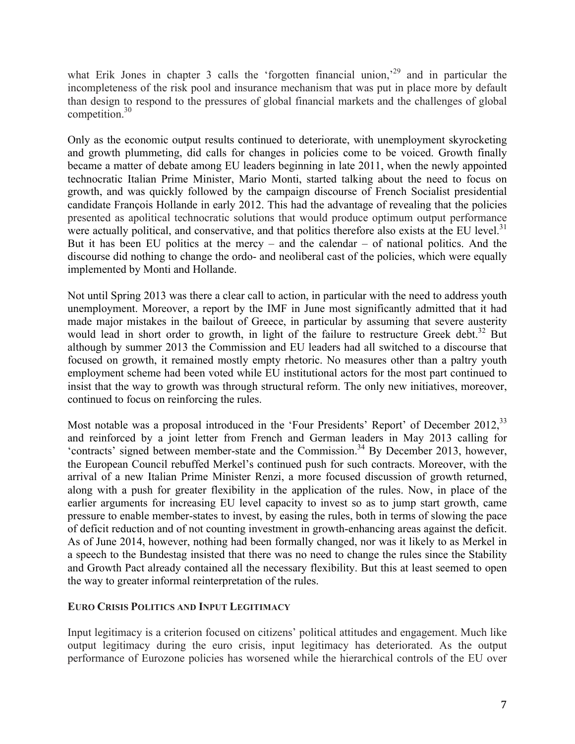what Erik Jones in chapter 3 calls the 'forgotten financial union,'[29] and in particular the incompleteness of the risk pool and insurance mechanism that was put in place more by default than design to respond to the pressures of global financial markets and the challenges of global competition.[30]

Only as the economic output results continued to deteriorate, with unemployment skyrocketing and growth plummeting, did calls for changes in policies come to be voiced. Growth finally became a matter of debate among EU leaders beginning in late 2011, when the newly appointed technocratic Italian Prime Minister, Mario Monti, started talking about the need to focus on growth, and was quickly followed by the campaign discourse of French Socialist presidential candidate François Hollande in early 2012. This had the advantage of revealing that the policies presented as apolitical technocratic solutions that would produce optimum output performance were actually political, and conservative, and that politics therefore also exists at the EU level.[31] But it has been EU politics at the mercy – and the calendar – of national politics. And the discourse did nothing to change the ordo- and neoliberal cast of the policies, which were equally implemented by Monti and Hollande.

Not until Spring 2013 was there a clear call to action, in particular with the need to address youth unemployment. Moreover, a report by the IMF in June most significantly admitted that it had made major mistakes in the bailout of Greece, in particular by assuming that severe austerity would lead in short order to growth, in light of the failure to restructure Greek debt.[32] But although by summer 2013 the Commission and EU leaders had all switched to a discourse that focused on growth, it remained mostly empty rhetoric. No measures other than a paltry youth employment scheme had been voted while EU institutional actors for the most part continued to insist that the way to growth was through structural reform. The only new initiatives, moreover, continued to focus on reinforcing the rules.

Most notable was a proposal introduced in the 'Four Presidents' Report' of December 2012,[33] and reinforced by a joint letter from French and German leaders in May 2013 calling for 'contracts' signed between member-state and the Commission.[34] By December 2013, however, the European Council rebuffed Merkel's continued push for such contracts. Moreover, with the arrival of a new Italian Prime Minister Renzi, a more focused discussion of growth returned, along with a push for greater flexibility in the application of the rules. Now, in place of the earlier arguments for increasing EU level capacity to invest so as to jump start growth, came pressure to enable member-states to invest, by easing the rules, both in terms of slowing the pace of deficit reduction and of not counting investment in growth-enhancing areas against the deficit. As of June 2014, however, nothing had been formally changed, nor was it likely to as Merkel in a speech to the Bundestag insisted that there was no need to change the rules since the Stability and Growth Pact already contained all the necessary flexibility. But this at least seemed to open the way to greater informal reinterpretation of the rules.

## EURO CRISIS POLITICS AND INPUT LEGITIMACY

Input legitimacy is a criterion focused on citizens' political attitudes and engagement. Much like output legitimacy during the euro crisis, input legitimacy has deteriorated. As the output performance of Eurozone policies has worsened while the hierarchical controls of the EU over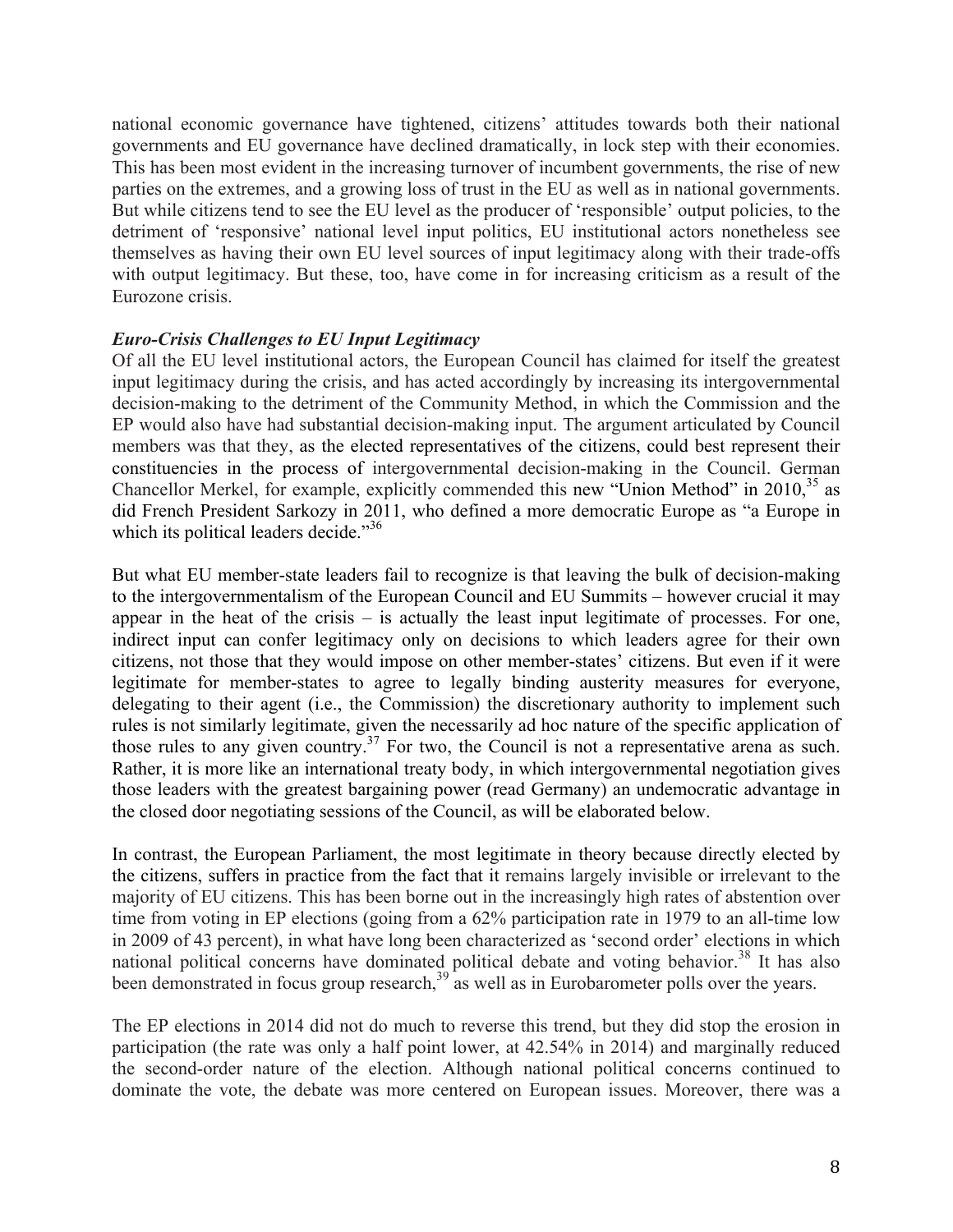national economic governance have tightened, citizens' attitudes towards both their national governments and EU governance have declined dramatically, in lock step with their economies. This has been most evident in the increasing turnover of incumbent governments, the rise of new parties on the extremes, and a growing loss of trust in the EU as well as in national governments. But while citizens tend to see the EU level as the producer of 'responsible' output policies, to the detriment of 'responsive' national level input politics, EU institutional actors nonetheless see themselves as having their own EU level sources of input legitimacy along with their trade-offs with output legitimacy. But these, too, have come in for increasing criticism as a result of the Eurozone crisis.

### ***Euro-Crisis Challenges to EU Input Legitimacy***

Of all the EU level institutional actors, the European Council has claimed for itself the greatest input legitimacy during the crisis, and has acted accordingly by increasing its intergovernmental decision-making to the detriment of the Community Method, in which the Commission and the EP would also have had substantial decision-making input. The argument articulated by Council members was that they, as the elected representatives of the citizens, could best represent their constituencies in the process of intergovernmental decision-making in the Council. German Chancellor Merkel, for example, explicitly commended this new "Union Method" in 2010,[35] as did French President Sarkozy in 2011, who defined a more democratic Europe as "a Europe in which its political leaders decide."[36]

But what EU member-state leaders fail to recognize is that leaving the bulk of decision-making to the intergovernmentalism of the European Council and EU Summits – however crucial it may appear in the heat of the crisis – is actually the least input legitimate of processes. For one, indirect input can confer legitimacy only on decisions to which leaders agree for their own citizens, not those that they would impose on other member-states' citizens. But even if it were legitimate for member-states to agree to legally binding austerity measures for everyone, delegating to their agent (i.e., the Commission) the discretionary authority to implement such rules is not similarly legitimate, given the necessarily ad hoc nature of the specific application of those rules to any given country.[37] For two, the Council is not a representative arena as such. Rather, it is more like an international treaty body, in which intergovernmental negotiation gives those leaders with the greatest bargaining power (read Germany) an undemocratic advantage in the closed door negotiating sessions of the Council, as will be elaborated below.

In contrast, the European Parliament, the most legitimate in theory because directly elected by the citizens, suffers in practice from the fact that it remains largely invisible or irrelevant to the majority of EU citizens. This has been borne out in the increasingly high rates of abstention over time from voting in EP elections (going from a 62% participation rate in 1979 to an all-time low in 2009 of 43 percent), in what have long been characterized as 'second order' elections in which national political concerns have dominated political debate and voting behavior.[38] It has also been demonstrated in focus group research,[39] as well as in Eurobarometer polls over the years.

The EP elections in 2014 did not do much to reverse this trend, but they did stop the erosion in participation (the rate was only a half point lower, at 42.54% in 2014) and marginally reduced the second-order nature of the election. Although national political concerns continued to dominate the vote, the debate was more centered on European issues. Moreover, there was a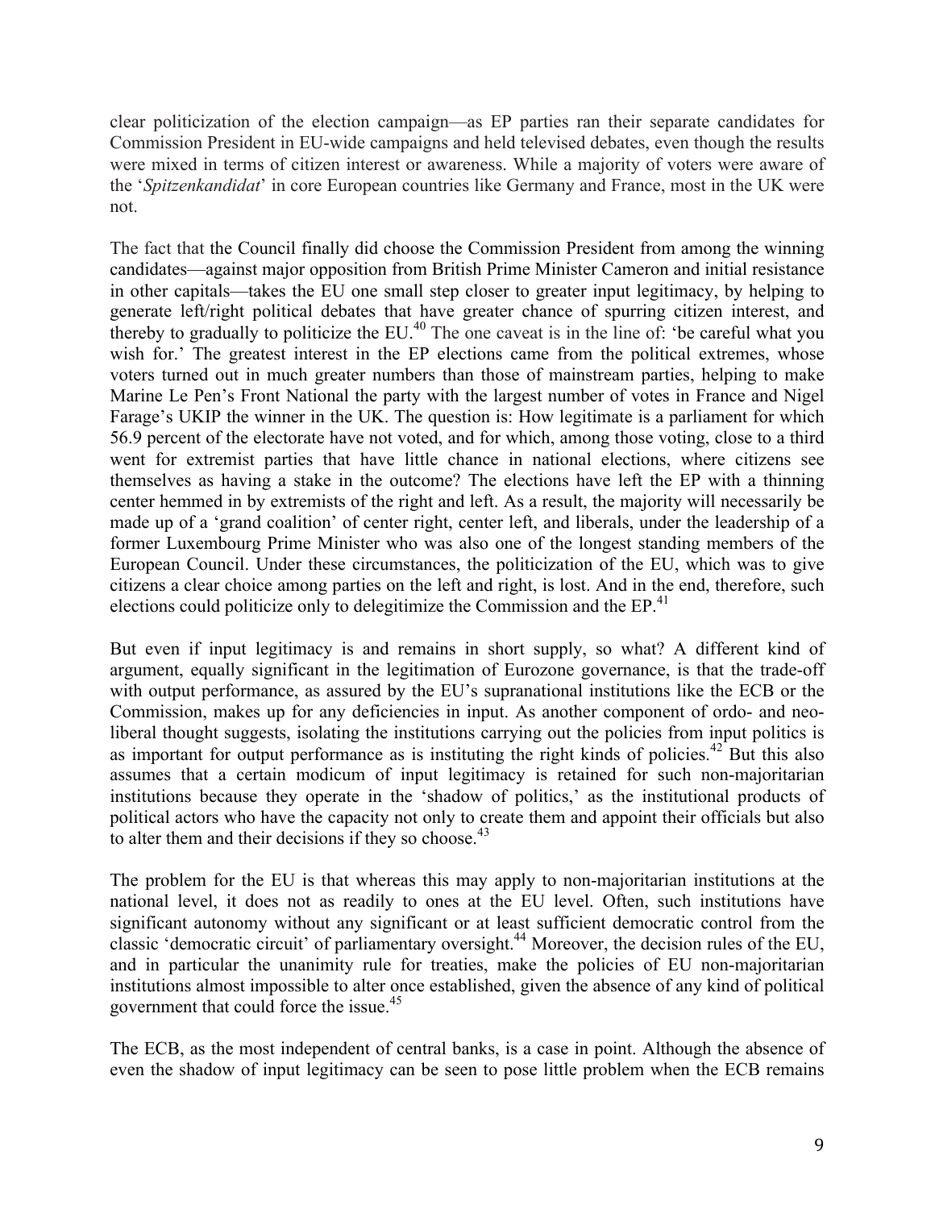clear politicization of the election campaign—as EP parties ran their separate candidates for Commission President in EU-wide campaigns and held televised debates, even though the results were mixed in terms of citizen interest or awareness. While a majority of voters were aware of the '*Spitzenkandidat*' in core European countries like Germany and France, most in the UK were not.

The fact that the Council finally did choose the Commission President from among the winning candidates—against major opposition from British Prime Minister Cameron and initial resistance in other capitals—takes the EU one small step closer to greater input legitimacy, by helping to generate left/right political debates that have greater chance of spurring citizen interest, and thereby to gradually to politicize the EU.[40] The one caveat is in the line of: 'be careful what you wish for.' The greatest interest in the EP elections came from the political extremes, whose voters turned out in much greater numbers than those of mainstream parties, helping to make Marine Le Pen's Front National the party with the largest number of votes in France and Nigel Farage's UKIP the winner in the UK. The question is: How legitimate is a parliament for which 56.9 percent of the electorate have not voted, and for which, among those voting, close to a third went for extremist parties that have little chance in national elections, where citizens see themselves as having a stake in the outcome? The elections have left the EP with a thinning center hemmed in by extremists of the right and left. As a result, the majority will necessarily be made up of a 'grand coalition' of center right, center left, and liberals, under the leadership of a former Luxembourg Prime Minister who was also one of the longest standing members of the European Council. Under these circumstances, the politicization of the EU, which was to give citizens a clear choice among parties on the left and right, is lost. And in the end, therefore, such elections could politicize only to delegitimize the Commission and the EP.[41]

But even if input legitimacy is and remains in short supply, so what? A different kind of argument, equally significant in the legitimation of Eurozone governance, is that the trade-off with output performance, as assured by the EU's supranational institutions like the ECB or the Commission, makes up for any deficiencies in input. As another component of ordo- and neo-liberal thought suggests, isolating the institutions carrying out the policies from input politics is as important for output performance as is instituting the right kinds of policies.[42] But this also assumes that a certain modicum of input legitimacy is retained for such non-majoritarian institutions because they operate in the 'shadow of politics,' as the institutional products of political actors who have the capacity not only to create them and appoint their officials but also to alter them and their decisions if they so choose.[43]

The problem for the EU is that whereas this may apply to non-majoritarian institutions at the national level, it does not as readily to ones at the EU level. Often, such institutions have significant autonomy without any significant or at least sufficient democratic control from the classic 'democratic circuit' of parliamentary oversight.[44] Moreover, the decision rules of the EU, and in particular the unanimity rule for treaties, make the policies of EU non-majoritarian institutions almost impossible to alter once established, given the absence of any kind of political government that could force the issue.[45]

The ECB, as the most independent of central banks, is a case in point. Although the absence of even the shadow of input legitimacy can be seen to pose little problem when the ECB remains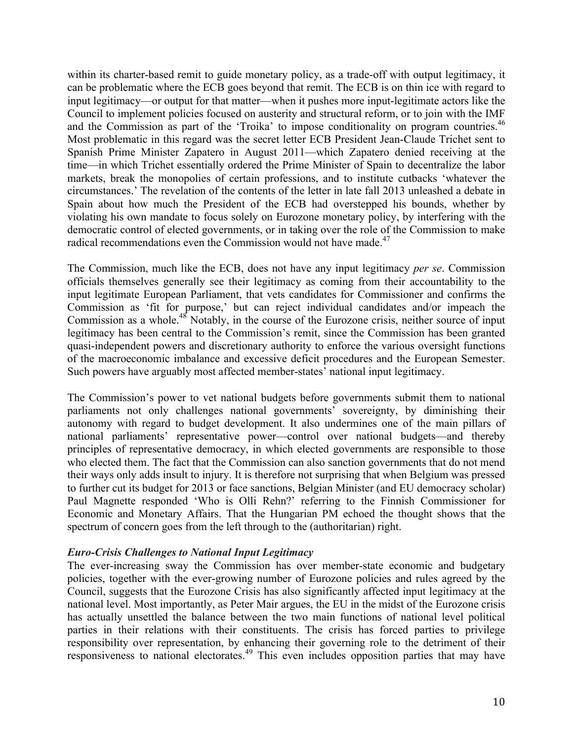within its charter-based remit to guide monetary policy, as a trade-off with output legitimacy, it can be problematic where the ECB goes beyond that remit. The ECB is on thin ice with regard to input legitimacy—or output for that matter—when it pushes more input-legitimate actors like the Council to implement policies focused on austerity and structural reform, or to join with the IMF and the Commission as part of the 'Troika' to impose conditionality on program countries.[46] Most problematic in this regard was the secret letter ECB President Jean-Claude Trichet sent to Spanish Prime Minister Zapatero in August 2011—which Zapatero denied receiving at the time—in which Trichet essentially ordered the Prime Minister of Spain to decentralize the labor markets, break the monopolies of certain professions, and to institute cutbacks 'whatever the circumstances.' The revelation of the contents of the letter in late fall 2013 unleashed a debate in Spain about how much the President of the ECB had overstepped his bounds, whether by violating his own mandate to focus solely on Eurozone monetary policy, by interfering with the democratic control of elected governments, or in taking over the role of the Commission to make radical recommendations even the Commission would not have made.[47]

The Commission, much like the ECB, does not have any input legitimacy *per se*. Commission officials themselves generally see their legitimacy as coming from their accountability to the input legitimate European Parliament, that vets candidates for Commissioner and confirms the Commission as 'fit for purpose,' but can reject individual candidates and/or impeach the Commission as a whole.[48] Notably, in the course of the Eurozone crisis, neither source of input legitimacy has been central to the Commission's remit, since the Commission has been granted quasi-independent powers and discretionary authority to enforce the various oversight functions of the macroeconomic imbalance and excessive deficit procedures and the European Semester. Such powers have arguably most affected member-states' national input legitimacy.

The Commission's power to vet national budgets before governments submit them to national parliaments not only challenges national governments' sovereignty, by diminishing their autonomy with regard to budget development. It also undermines one of the main pillars of national parliaments' representative power—control over national budgets—and thereby principles of representative democracy, in which elected governments are responsible to those who elected them. The fact that the Commission can also sanction governments that do not mend their ways only adds insult to injury. It is therefore not surprising that when Belgium was pressed to further cut its budget for 2013 or face sanctions, Belgian Minister (and EU democracy scholar) Paul Magnette responded 'Who is Olli Rehn?' referring to the Finnish Commissioner for Economic and Monetary Affairs. That the Hungarian PM echoed the thought shows that the spectrum of concern goes from the left through to the (authoritarian) right.

***Euro-Crisis Challenges to National Input Legitimacy***

The ever-increasing sway the Commission has over member-state economic and budgetary policies, together with the ever-growing number of Eurozone policies and rules agreed by the Council, suggests that the Eurozone Crisis has also significantly affected input legitimacy at the national level. Most importantly, as Peter Mair argues, the EU in the midst of the Eurozone crisis has actually unsettled the balance between the two main functions of national level political parties in their relations with their constituents. The crisis has forced parties to privilege responsibility over representation, by enhancing their governing role to the detriment of their responsiveness to national electorates.[49] This even includes opposition parties that may have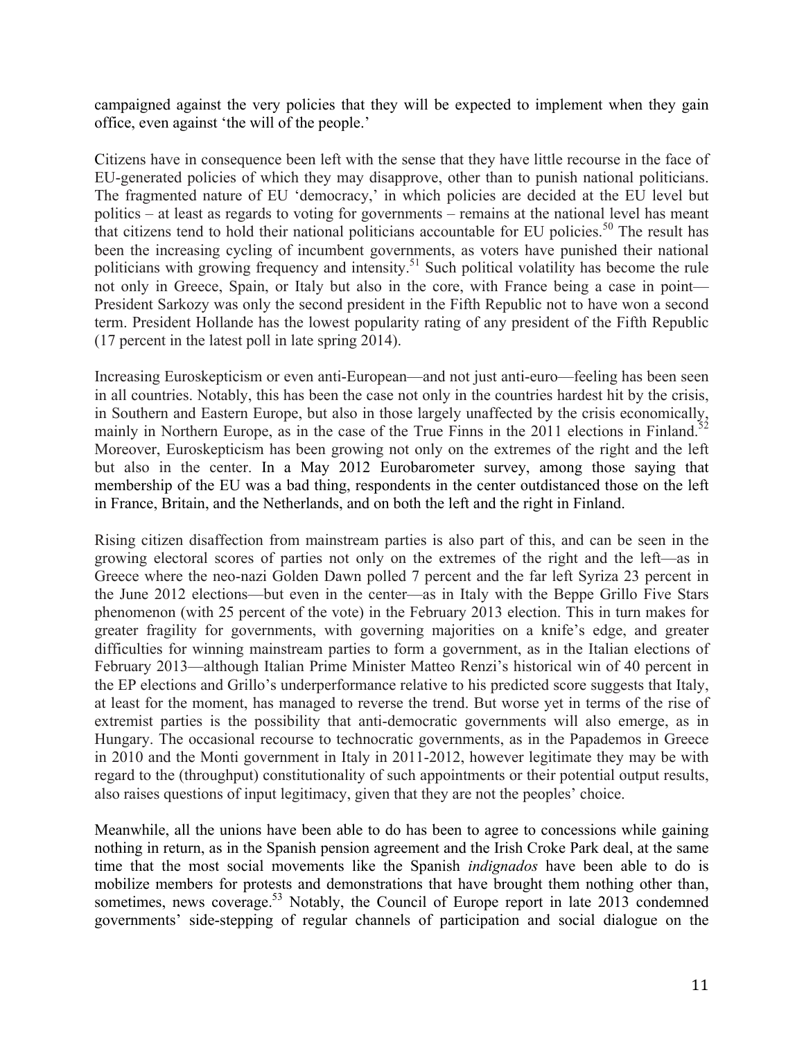campaigned against the very policies that they will be expected to implement when they gain office, even against 'the will of the people.'

Citizens have in consequence been left with the sense that they have little recourse in the face of EU-generated policies of which they may disapprove, other than to punish national politicians. The fragmented nature of EU 'democracy,' in which policies are decided at the EU level but politics – at least as regards to voting for governments – remains at the national level has meant that citizens tend to hold their national politicians accountable for EU policies.[50] The result has been the increasing cycling of incumbent governments, as voters have punished their national politicians with growing frequency and intensity.[51] Such political volatility has become the rule not only in Greece, Spain, or Italy but also in the core, with France being a case in point—President Sarkozy was only the second president in the Fifth Republic not to have won a second term. President Hollande has the lowest popularity rating of any president of the Fifth Republic (17 percent in the latest poll in late spring 2014).

Increasing Euroskepticism or even anti-European—and not just anti-euro—feeling has been seen in all countries. Notably, this has been the case not only in the countries hardest hit by the crisis, in Southern and Eastern Europe, but also in those largely unaffected by the crisis economically, mainly in Northern Europe, as in the case of the True Finns in the 2011 elections in Finland.[52] Moreover, Euroskepticism has been growing not only on the extremes of the right and the left but also in the center. In a May 2012 Eurobarometer survey, among those saying that membership of the EU was a bad thing, respondents in the center outdistanced those on the left in France, Britain, and the Netherlands, and on both the left and the right in Finland.

Rising citizen disaffection from mainstream parties is also part of this, and can be seen in the growing electoral scores of parties not only on the extremes of the right and the left—as in Greece where the neo-nazi Golden Dawn polled 7 percent and the far left Syriza 23 percent in the June 2012 elections—but even in the center—as in Italy with the Beppe Grillo Five Stars phenomenon (with 25 percent of the vote) in the February 2013 election. This in turn makes for greater fragility for governments, with governing majorities on a knife's edge, and greater difficulties for winning mainstream parties to form a government, as in the Italian elections of February 2013—although Italian Prime Minister Matteo Renzi's historical win of 40 percent in the EP elections and Grillo's underperformance relative to his predicted score suggests that Italy, at least for the moment, has managed to reverse the trend. But worse yet in terms of the rise of extremist parties is the possibility that anti-democratic governments will also emerge, as in Hungary. The occasional recourse to technocratic governments, as in the Papademos in Greece in 2010 and the Monti government in Italy in 2011-2012, however legitimate they may be with regard to the (throughput) constitutionality of such appointments or their potential output results, also raises questions of input legitimacy, given that they are not the peoples' choice.

Meanwhile, all the unions have been able to do has been to agree to concessions while gaining nothing in return, as in the Spanish pension agreement and the Irish Croke Park deal, at the same time that the most social movements like the Spanish *indignados* have been able to do is mobilize members for protests and demonstrations that have brought them nothing other than, sometimes, news coverage.[53] Notably, the Council of Europe report in late 2013 condemned governments' side-stepping of regular channels of participation and social dialogue on the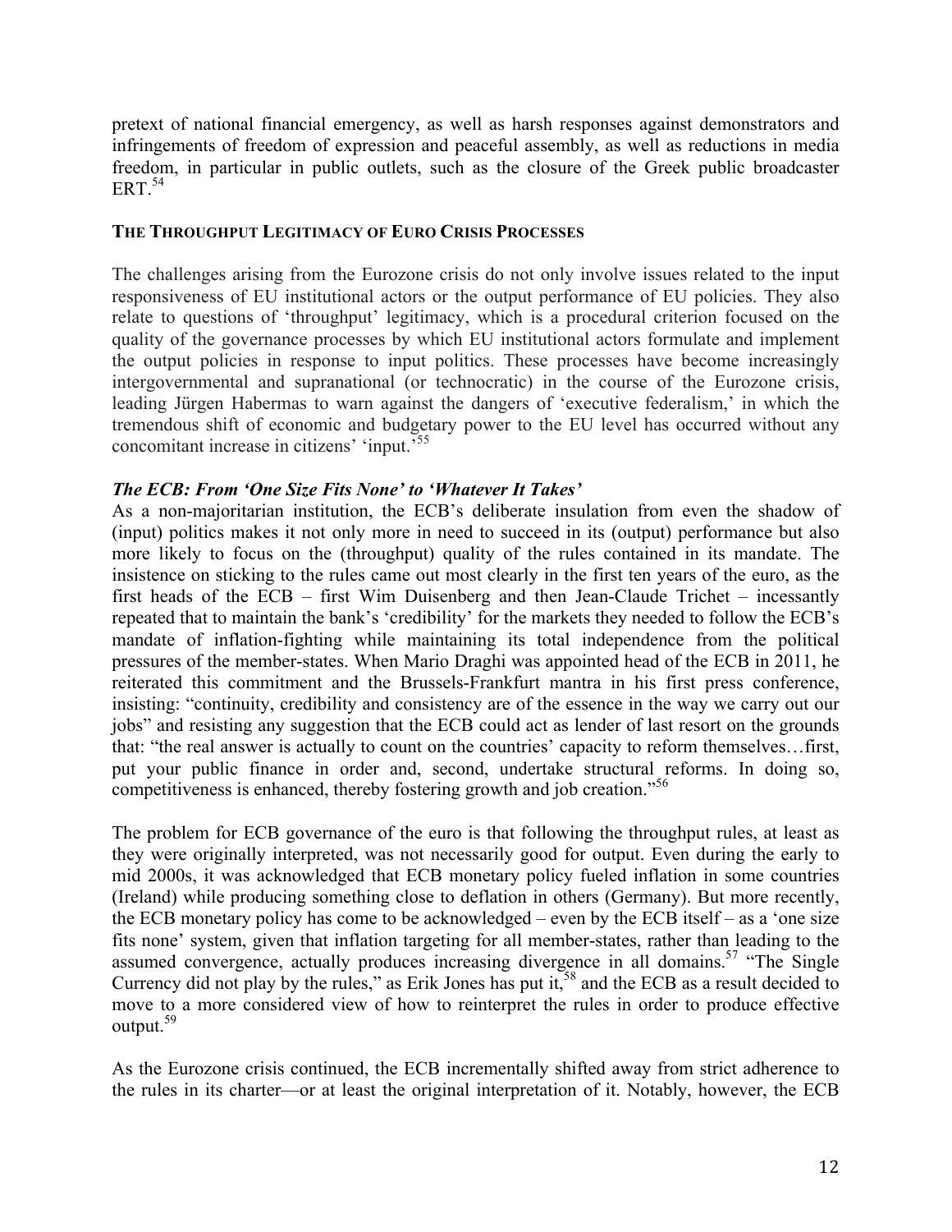pretext of national financial emergency, as well as harsh responses against demonstrators and infringements of freedom of expression and peaceful assembly, as well as reductions in media freedom, in particular in public outlets, such as the closure of the Greek public broadcaster ERT.[54]

## The Throughput Legitimacy of Euro Crisis Processes

The challenges arising from the Eurozone crisis do not only involve issues related to the input responsiveness of EU institutional actors or the output performance of EU policies. They also relate to questions of 'throughput' legitimacy, which is a procedural criterion focused on the quality of the governance processes by which EU institutional actors formulate and implement the output policies in response to input politics. These processes have become increasingly intergovernmental and supranational (or technocratic) in the course of the Eurozone crisis, leading Jürgen Habermas to warn against the dangers of 'executive federalism,' in which the tremendous shift of economic and budgetary power to the EU level has occurred without any concomitant increase in citizens' 'input.'[55]

### *The ECB: From 'One Size Fits None' to 'Whatever It Takes'*

As a non-majoritarian institution, the ECB's deliberate insulation from even the shadow of (input) politics makes it not only more in need to succeed in its (output) performance but also more likely to focus on the (throughput) quality of the rules contained in its mandate. The insistence on sticking to the rules came out most clearly in the first ten years of the euro, as the first heads of the ECB – first Wim Duisenberg and then Jean-Claude Trichet – incessantly repeated that to maintain the bank's 'credibility' for the markets they needed to follow the ECB's mandate of inflation-fighting while maintaining its total independence from the political pressures of the member-states. When Mario Draghi was appointed head of the ECB in 2011, he reiterated this commitment and the Brussels-Frankfurt mantra in his first press conference, insisting: "continuity, credibility and consistency are of the essence in the way we carry out our jobs" and resisting any suggestion that the ECB could act as lender of last resort on the grounds that: "the real answer is actually to count on the countries' capacity to reform themselves…first, put your public finance in order and, second, undertake structural reforms. In doing so, competitiveness is enhanced, thereby fostering growth and job creation."[56]

The problem for ECB governance of the euro is that following the throughput rules, at least as they were originally interpreted, was not necessarily good for output. Even during the early to mid 2000s, it was acknowledged that ECB monetary policy fueled inflation in some countries (Ireland) while producing something close to deflation in others (Germany). But more recently, the ECB monetary policy has come to be acknowledged – even by the ECB itself – as a 'one size fits none' system, given that inflation targeting for all member-states, rather than leading to the assumed convergence, actually produces increasing divergence in all domains.[57] "The Single Currency did not play by the rules," as Erik Jones has put it,[58] and the ECB as a result decided to move to a more considered view of how to reinterpret the rules in order to produce effective output.[59]

As the Eurozone crisis continued, the ECB incrementally shifted away from strict adherence to the rules in its charter—or at least the original interpretation of it. Notably, however, the ECB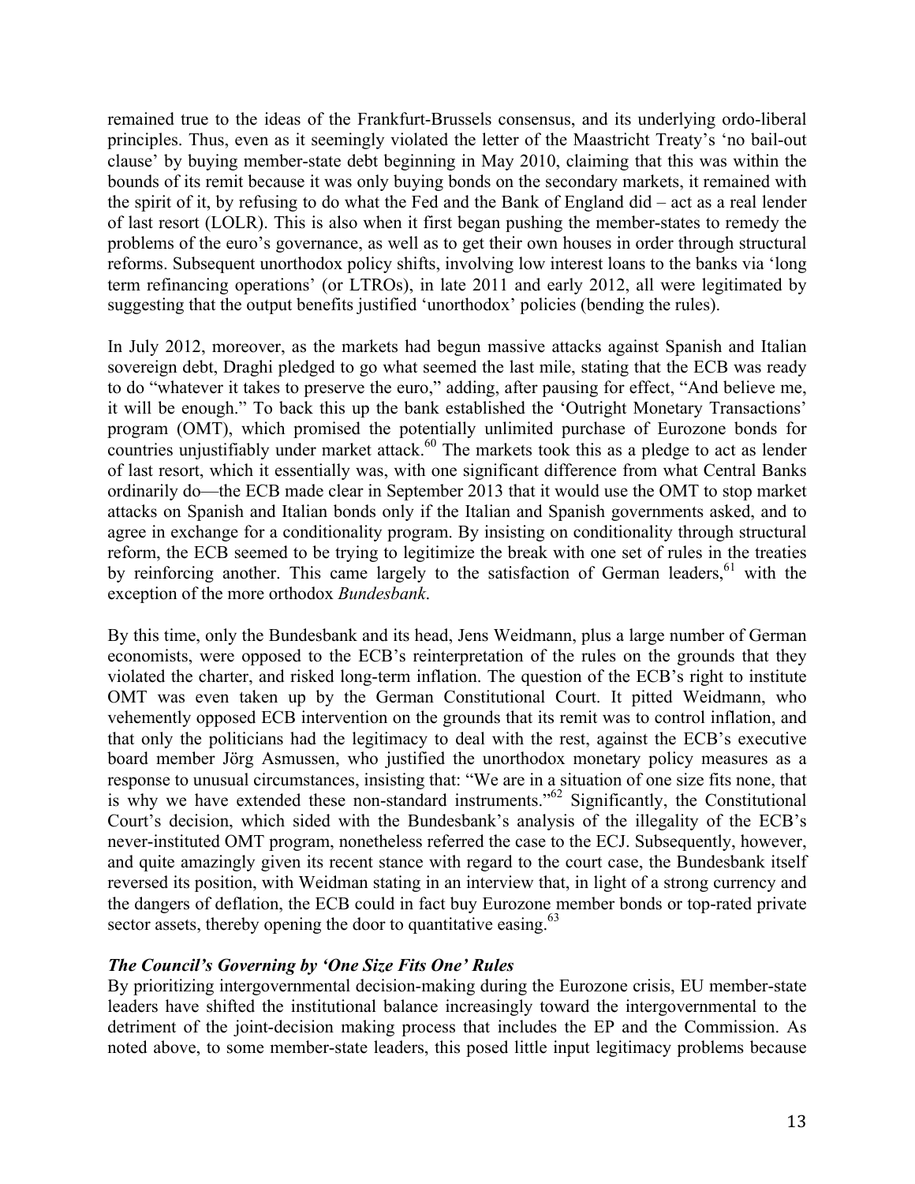remained true to the ideas of the Frankfurt-Brussels consensus, and its underlying ordo-liberal principles. Thus, even as it seemingly violated the letter of the Maastricht Treaty's 'no bail-out clause' by buying member-state debt beginning in May 2010, claiming that this was within the bounds of its remit because it was only buying bonds on the secondary markets, it remained with the spirit of it, by refusing to do what the Fed and the Bank of England did – act as a real lender of last resort (LOLR). This is also when it first began pushing the member-states to remedy the problems of the euro's governance, as well as to get their own houses in order through structural reforms. Subsequent unorthodox policy shifts, involving low interest loans to the banks via 'long term refinancing operations' (or LTROs), in late 2011 and early 2012, all were legitimated by suggesting that the output benefits justified 'unorthodox' policies (bending the rules).

In July 2012, moreover, as the markets had begun massive attacks against Spanish and Italian sovereign debt, Draghi pledged to go what seemed the last mile, stating that the ECB was ready to do "whatever it takes to preserve the euro," adding, after pausing for effect, "And believe me, it will be enough." To back this up the bank established the 'Outright Monetary Transactions' program (OMT), which promised the potentially unlimited purchase of Eurozone bonds for countries unjustifiably under market attack.[60] The markets took this as a pledge to act as lender of last resort, which it essentially was, with one significant difference from what Central Banks ordinarily do—the ECB made clear in September 2013 that it would use the OMT to stop market attacks on Spanish and Italian bonds only if the Italian and Spanish governments asked, and to agree in exchange for a conditionality program. By insisting on conditionality through structural reform, the ECB seemed to be trying to legitimize the break with one set of rules in the treaties by reinforcing another. This came largely to the satisfaction of German leaders,[61] with the exception of the more orthodox *Bundesbank*.

By this time, only the Bundesbank and its head, Jens Weidmann, plus a large number of German economists, were opposed to the ECB's reinterpretation of the rules on the grounds that they violated the charter, and risked long-term inflation. The question of the ECB's right to institute OMT was even taken up by the German Constitutional Court. It pitted Weidmann, who vehemently opposed ECB intervention on the grounds that its remit was to control inflation, and that only the politicians had the legitimacy to deal with the rest, against the ECB's executive board member Jörg Asmussen, who justified the unorthodox monetary policy measures as a response to unusual circumstances, insisting that: "We are in a situation of one size fits none, that is why we have extended these non-standard instruments."[62] Significantly, the Constitutional Court's decision, which sided with the Bundesbank's analysis of the illegality of the ECB's never-instituted OMT program, nonetheless referred the case to the ECJ. Subsequently, however, and quite amazingly given its recent stance with regard to the court case, the Bundesbank itself reversed its position, with Weidman stating in an interview that, in light of a strong currency and the dangers of deflation, the ECB could in fact buy Eurozone member bonds or top-rated private sector assets, thereby opening the door to quantitative easing.[63]

### *The Council's Governing by 'One Size Fits One' Rules*

By prioritizing intergovernmental decision-making during the Eurozone crisis, EU member-state leaders have shifted the institutional balance increasingly toward the intergovernmental to the detriment of the joint-decision making process that includes the EP and the Commission. As noted above, to some member-state leaders, this posed little input legitimacy problems because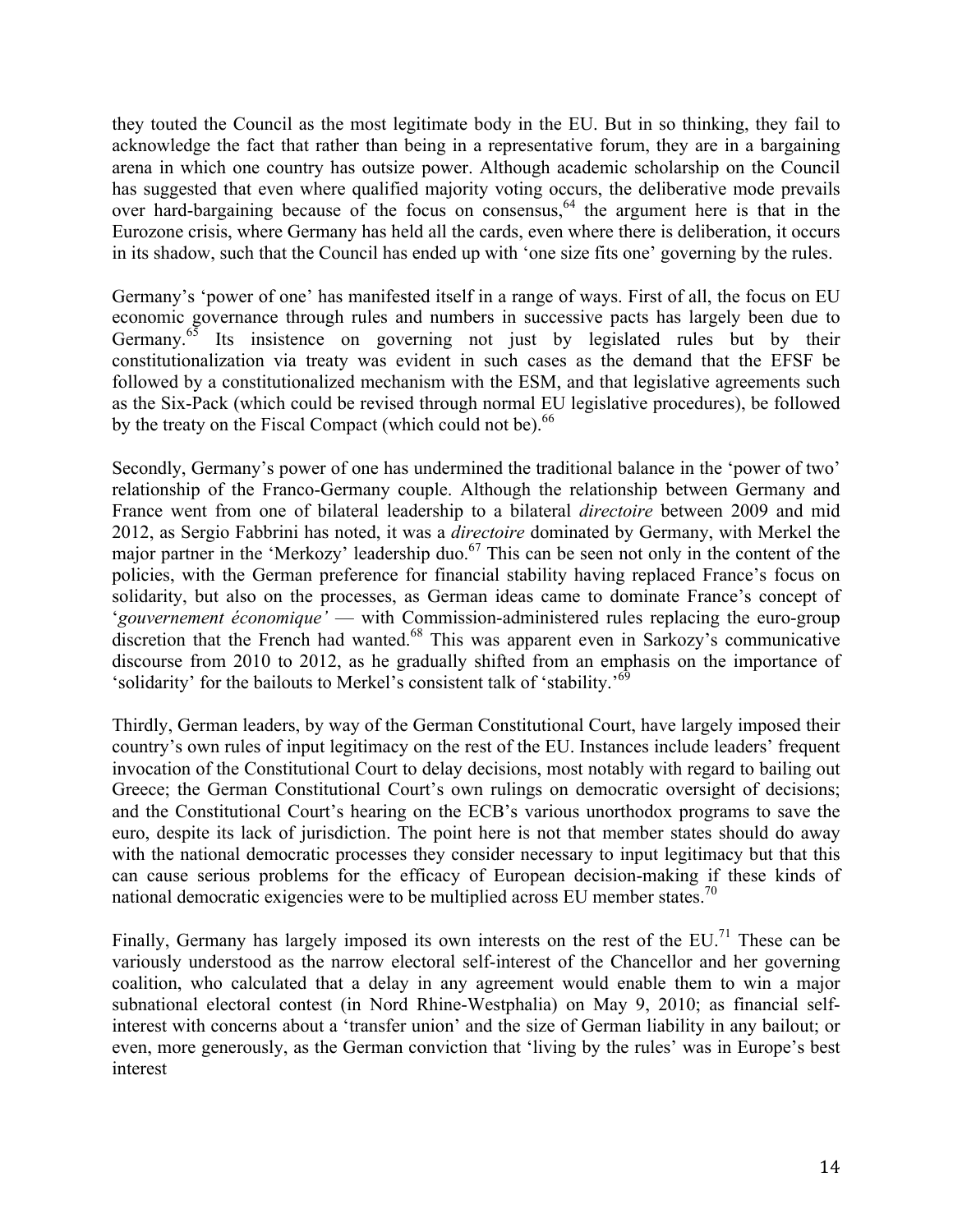they touted the Council as the most legitimate body in the EU. But in so thinking, they fail to acknowledge the fact that rather than being in a representative forum, they are in a bargaining arena in which one country has outsize power. Although academic scholarship on the Council has suggested that even where qualified majority voting occurs, the deliberative mode prevails over hard-bargaining because of the focus on consensus,[64] the argument here is that in the Eurozone crisis, where Germany has held all the cards, even where there is deliberation, it occurs in its shadow, such that the Council has ended up with 'one size fits one' governing by the rules.

Germany's 'power of one' has manifested itself in a range of ways. First of all, the focus on EU economic governance through rules and numbers in successive pacts has largely been due to Germany.[65] Its insistence on governing not just by legislated rules but by their constitutionalization via treaty was evident in such cases as the demand that the EFSF be followed by a constitutionalized mechanism with the ESM, and that legislative agreements such as the Six-Pack (which could be revised through normal EU legislative procedures), be followed by the treaty on the Fiscal Compact (which could not be).[66]

Secondly, Germany's power of one has undermined the traditional balance in the 'power of two' relationship of the Franco-Germany couple. Although the relationship between Germany and France went from one of bilateral leadership to a bilateral *directoire* between 2009 and mid 2012, as Sergio Fabbrini has noted, it was a *directoire* dominated by Germany, with Merkel the major partner in the 'Merkozy' leadership duo.[67] This can be seen not only in the content of the policies, with the German preference for financial stability having replaced France's focus on solidarity, but also on the processes, as German ideas came to dominate France's concept of '*gouvernement économique'* — with Commission-administered rules replacing the euro-group discretion that the French had wanted.[68] This was apparent even in Sarkozy's communicative discourse from 2010 to 2012, as he gradually shifted from an emphasis on the importance of 'solidarity' for the bailouts to Merkel's consistent talk of 'stability.'[69]

Thirdly, German leaders, by way of the German Constitutional Court, have largely imposed their country's own rules of input legitimacy on the rest of the EU. Instances include leaders' frequent invocation of the Constitutional Court to delay decisions, most notably with regard to bailing out Greece; the German Constitutional Court's own rulings on democratic oversight of decisions; and the Constitutional Court's hearing on the ECB's various unorthodox programs to save the euro, despite its lack of jurisdiction. The point here is not that member states should do away with the national democratic processes they consider necessary to input legitimacy but that this can cause serious problems for the efficacy of European decision-making if these kinds of national democratic exigencies were to be multiplied across EU member states.[70]

Finally, Germany has largely imposed its own interests on the rest of the EU.[71] These can be variously understood as the narrow electoral self-interest of the Chancellor and her governing coalition, who calculated that a delay in any agreement would enable them to win a major subnational electoral contest (in Nord Rhine-Westphalia) on May 9, 2010; as financial self-interest with concerns about a 'transfer union' and the size of German liability in any bailout; or even, more generously, as the German conviction that 'living by the rules' was in Europe's best interest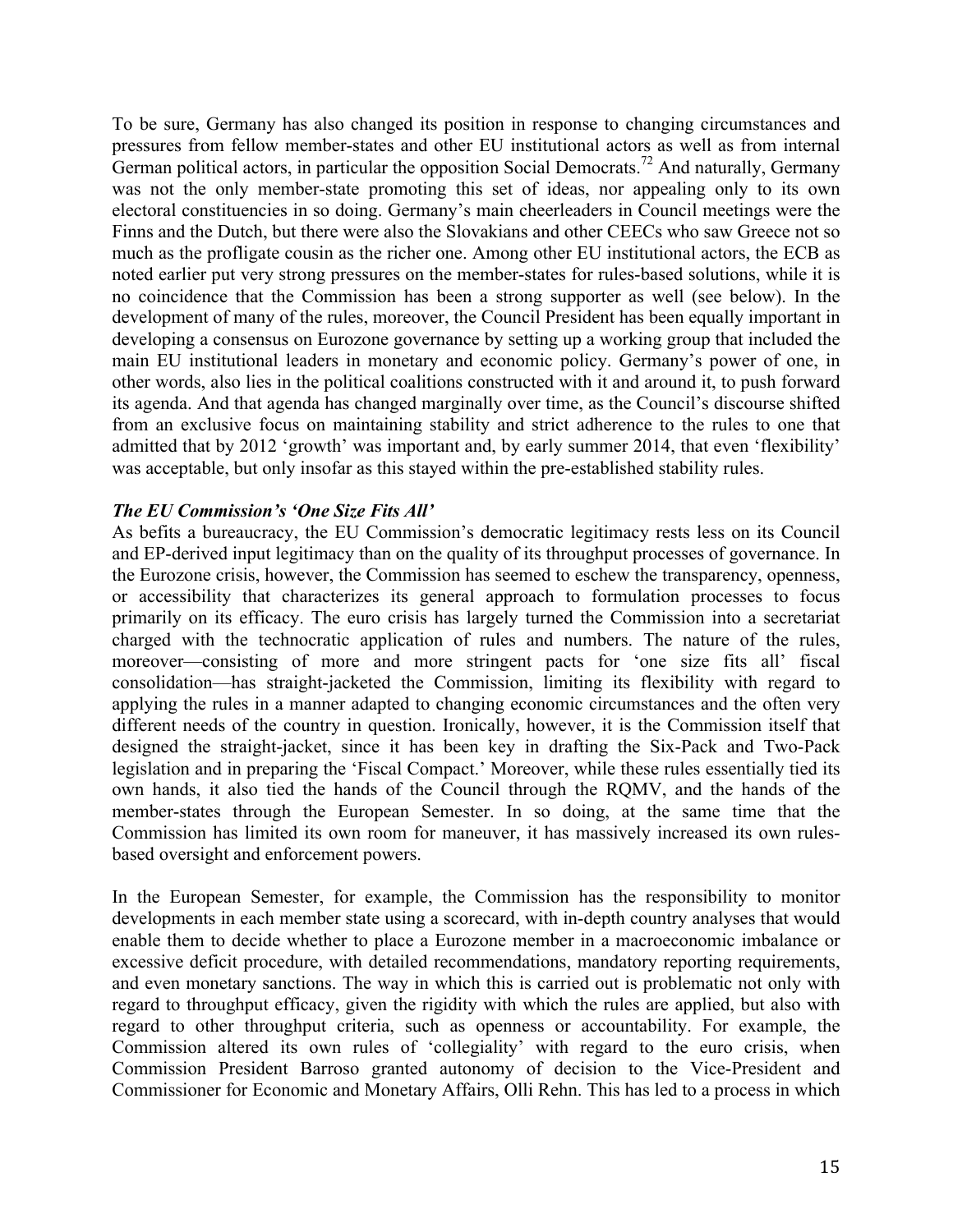To be sure, Germany has also changed its position in response to changing circumstances and pressures from fellow member-states and other EU institutional actors as well as from internal German political actors, in particular the opposition Social Democrats.[72] And naturally, Germany was not the only member-state promoting this set of ideas, nor appealing only to its own electoral constituencies in so doing. Germany's main cheerleaders in Council meetings were the Finns and the Dutch, but there were also the Slovakians and other CEECs who saw Greece not so much as the profligate cousin as the richer one. Among other EU institutional actors, the ECB as noted earlier put very strong pressures on the member-states for rules-based solutions, while it is no coincidence that the Commission has been a strong supporter as well (see below). In the development of many of the rules, moreover, the Council President has been equally important in developing a consensus on Eurozone governance by setting up a working group that included the main EU institutional leaders in monetary and economic policy. Germany's power of one, in other words, also lies in the political coalitions constructed with it and around it, to push forward its agenda. And that agenda has changed marginally over time, as the Council's discourse shifted from an exclusive focus on maintaining stability and strict adherence to the rules to one that admitted that by 2012 'growth' was important and, by early summer 2014, that even 'flexibility' was acceptable, but only insofar as this stayed within the pre-established stability rules.

### *The EU Commission's 'One Size Fits All'*

As befits a bureaucracy, the EU Commission's democratic legitimacy rests less on its Council and EP-derived input legitimacy than on the quality of its throughput processes of governance. In the Eurozone crisis, however, the Commission has seemed to eschew the transparency, openness, or accessibility that characterizes its general approach to formulation processes to focus primarily on its efficacy. The euro crisis has largely turned the Commission into a secretariat charged with the technocratic application of rules and numbers. The nature of the rules, moreover—consisting of more and more stringent pacts for 'one size fits all' fiscal consolidation—has straight-jacketed the Commission, limiting its flexibility with regard to applying the rules in a manner adapted to changing economic circumstances and the often very different needs of the country in question. Ironically, however, it is the Commission itself that designed the straight-jacket, since it has been key in drafting the Six-Pack and Two-Pack legislation and in preparing the 'Fiscal Compact.' Moreover, while these rules essentially tied its own hands, it also tied the hands of the Council through the RQMV, and the hands of the member-states through the European Semester. In so doing, at the same time that the Commission has limited its own room for maneuver, it has massively increased its own rules-based oversight and enforcement powers.

In the European Semester, for example, the Commission has the responsibility to monitor developments in each member state using a scorecard, with in-depth country analyses that would enable them to decide whether to place a Eurozone member in a macroeconomic imbalance or excessive deficit procedure, with detailed recommendations, mandatory reporting requirements, and even monetary sanctions. The way in which this is carried out is problematic not only with regard to throughput efficacy, given the rigidity with which the rules are applied, but also with regard to other throughput criteria, such as openness or accountability. For example, the Commission altered its own rules of 'collegiality' with regard to the euro crisis, when Commission President Barroso granted autonomy of decision to the Vice-President and Commissioner for Economic and Monetary Affairs, Olli Rehn. This has led to a process in which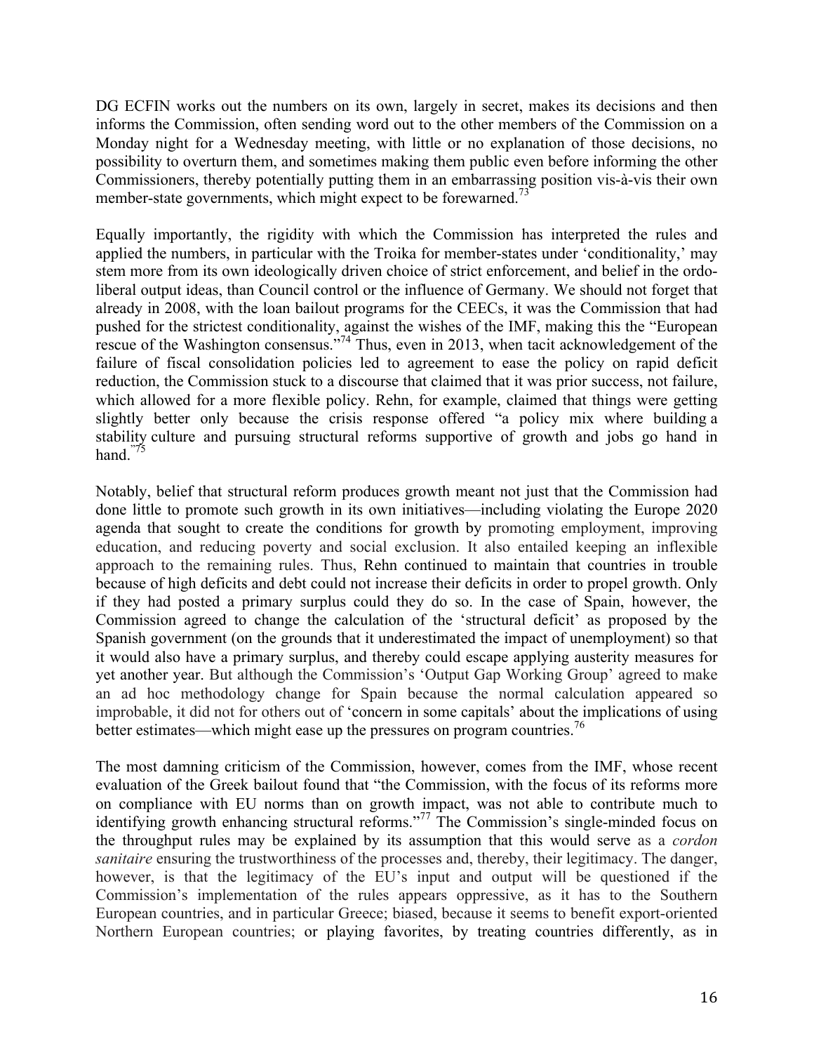DG ECFIN works out the numbers on its own, largely in secret, makes its decisions and then informs the Commission, often sending word out to the other members of the Commission on a Monday night for a Wednesday meeting, with little or no explanation of those decisions, no possibility to overturn them, and sometimes making them public even before informing the other Commissioners, thereby potentially putting them in an embarrassing position vis-à-vis their own member-state governments, which might expect to be forewarned.[73]

Equally importantly, the rigidity with which the Commission has interpreted the rules and applied the numbers, in particular with the Troika for member-states under 'conditionality,' may stem more from its own ideologically driven choice of strict enforcement, and belief in the ordo-liberal output ideas, than Council control or the influence of Germany. We should not forget that already in 2008, with the loan bailout programs for the CEECs, it was the Commission that had pushed for the strictest conditionality, against the wishes of the IMF, making this the "European rescue of the Washington consensus."[74] Thus, even in 2013, when tacit acknowledgement of the failure of fiscal consolidation policies led to agreement to ease the policy on rapid deficit reduction, the Commission stuck to a discourse that claimed that it was prior success, not failure, which allowed for a more flexible policy. Rehn, for example, claimed that things were getting slightly better only because the crisis response offered "a policy mix where building a stability culture and pursuing structural reforms supportive of growth and jobs go hand in hand."[75]

Notably, belief that structural reform produces growth meant not just that the Commission had done little to promote such growth in its own initiatives—including violating the Europe 2020 agenda that sought to create the conditions for growth by promoting employment, improving education, and reducing poverty and social exclusion. It also entailed keeping an inflexible approach to the remaining rules. Thus, Rehn continued to maintain that countries in trouble because of high deficits and debt could not increase their deficits in order to propel growth. Only if they had posted a primary surplus could they do so. In the case of Spain, however, the Commission agreed to change the calculation of the 'structural deficit' as proposed by the Spanish government (on the grounds that it underestimated the impact of unemployment) so that it would also have a primary surplus, and thereby could escape applying austerity measures for yet another year. But although the Commission's 'Output Gap Working Group' agreed to make an ad hoc methodology change for Spain because the normal calculation appeared so improbable, it did not for others out of 'concern in some capitals' about the implications of using better estimates—which might ease up the pressures on program countries.[76]

The most damning criticism of the Commission, however, comes from the IMF, whose recent evaluation of the Greek bailout found that "the Commission, with the focus of its reforms more on compliance with EU norms than on growth impact, was not able to contribute much to identifying growth enhancing structural reforms."[77] The Commission's single-minded focus on the throughput rules may be explained by its assumption that this would serve as a *cordon sanitaire* ensuring the trustworthiness of the processes and, thereby, their legitimacy. The danger, however, is that the legitimacy of the EU's input and output will be questioned if the Commission's implementation of the rules appears oppressive, as it has to the Southern European countries, and in particular Greece; biased, because it seems to benefit export-oriented Northern European countries; or playing favorites, by treating countries differently, as in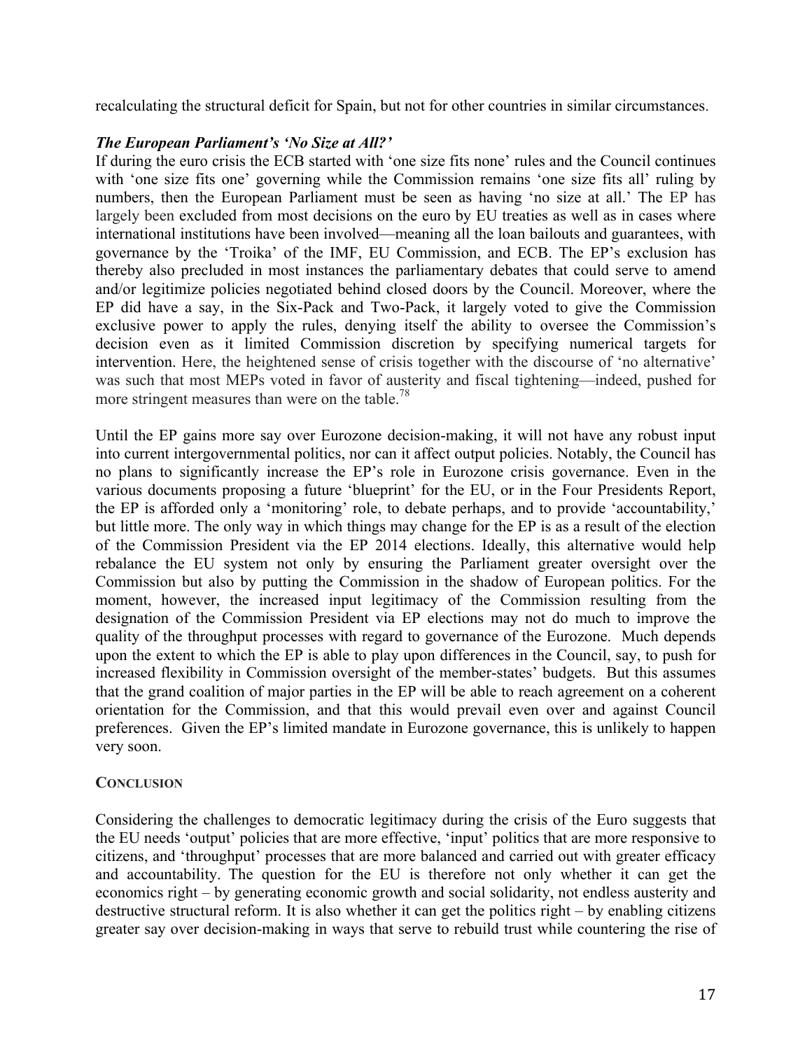recalculating the structural deficit for Spain, but not for other countries in similar circumstances.

***The European Parliament's 'No Size at All?'***

If during the euro crisis the ECB started with 'one size fits none' rules and the Council continues with 'one size fits one' governing while the Commission remains 'one size fits all' ruling by numbers, then the European Parliament must be seen as having 'no size at all.' The EP has largely been excluded from most decisions on the euro by EU treaties as well as in cases where international institutions have been involved—meaning all the loan bailouts and guarantees, with governance by the 'Troika' of the IMF, EU Commission, and ECB. The EP's exclusion has thereby also precluded in most instances the parliamentary debates that could serve to amend and/or legitimize policies negotiated behind closed doors by the Council. Moreover, where the EP did have a say, in the Six-Pack and Two-Pack, it largely voted to give the Commission exclusive power to apply the rules, denying itself the ability to oversee the Commission's decision even as it limited Commission discretion by specifying numerical targets for intervention. Here, the heightened sense of crisis together with the discourse of 'no alternative' was such that most MEPs voted in favor of austerity and fiscal tightening—indeed, pushed for more stringent measures than were on the table.[78]

Until the EP gains more say over Eurozone decision-making, it will not have any robust input into current intergovernmental politics, nor can it affect output policies. Notably, the Council has no plans to significantly increase the EP's role in Eurozone crisis governance. Even in the various documents proposing a future 'blueprint' for the EU, or in the Four Presidents Report, the EP is afforded only a 'monitoring' role, to debate perhaps, and to provide 'accountability,' but little more. The only way in which things may change for the EP is as a result of the election of the Commission President via the EP 2014 elections. Ideally, this alternative would help rebalance the EU system not only by ensuring the Parliament greater oversight over the Commission but also by putting the Commission in the shadow of European politics. For the moment, however, the increased input legitimacy of the Commission resulting from the designation of the Commission President via EP elections may not do much to improve the quality of the throughput processes with regard to governance of the Eurozone. Much depends upon the extent to which the EP is able to play upon differences in the Council, say, to push for increased flexibility in Commission oversight of the member-states' budgets. But this assumes that the grand coalition of major parties in the EP will be able to reach agreement on a coherent orientation for the Commission, and that this would prevail even over and against Council preferences. Given the EP's limited mandate in Eurozone governance, this is unlikely to happen very soon.

## CONCLUSION

Considering the challenges to democratic legitimacy during the crisis of the Euro suggests that the EU needs 'output' policies that are more effective, 'input' politics that are more responsive to citizens, and 'throughput' processes that are more balanced and carried out with greater efficacy and accountability. The question for the EU is therefore not only whether it can get the economics right – by generating economic growth and social solidarity, not endless austerity and destructive structural reform. It is also whether it can get the politics right – by enabling citizens greater say over decision-making in ways that serve to rebuild trust while countering the rise of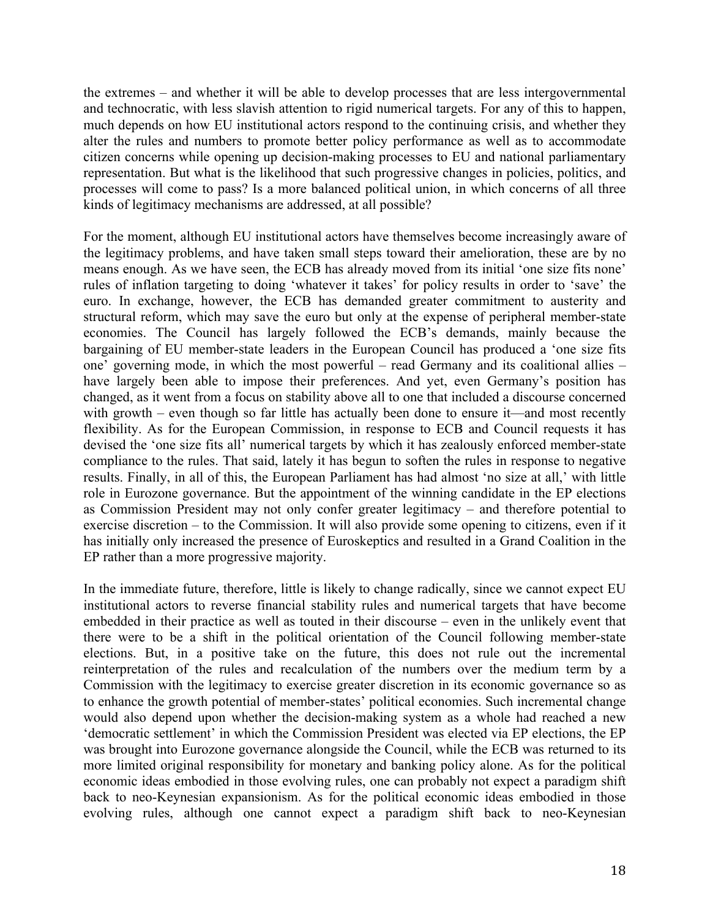the extremes – and whether it will be able to develop processes that are less intergovernmental and technocratic, with less slavish attention to rigid numerical targets. For any of this to happen, much depends on how EU institutional actors respond to the continuing crisis, and whether they alter the rules and numbers to promote better policy performance as well as to accommodate citizen concerns while opening up decision-making processes to EU and national parliamentary representation. But what is the likelihood that such progressive changes in policies, politics, and processes will come to pass? Is a more balanced political union, in which concerns of all three kinds of legitimacy mechanisms are addressed, at all possible?

For the moment, although EU institutional actors have themselves become increasingly aware of the legitimacy problems, and have taken small steps toward their amelioration, these are by no means enough. As we have seen, the ECB has already moved from its initial 'one size fits none' rules of inflation targeting to doing 'whatever it takes' for policy results in order to 'save' the euro. In exchange, however, the ECB has demanded greater commitment to austerity and structural reform, which may save the euro but only at the expense of peripheral member-state economies. The Council has largely followed the ECB's demands, mainly because the bargaining of EU member-state leaders in the European Council has produced a 'one size fits one' governing mode, in which the most powerful – read Germany and its coalitional allies – have largely been able to impose their preferences. And yet, even Germany's position has changed, as it went from a focus on stability above all to one that included a discourse concerned with growth – even though so far little has actually been done to ensure it—and most recently flexibility. As for the European Commission, in response to ECB and Council requests it has devised the 'one size fits all' numerical targets by which it has zealously enforced member-state compliance to the rules. That said, lately it has begun to soften the rules in response to negative results. Finally, in all of this, the European Parliament has had almost 'no size at all,' with little role in Eurozone governance. But the appointment of the winning candidate in the EP elections as Commission President may not only confer greater legitimacy – and therefore potential to exercise discretion – to the Commission. It will also provide some opening to citizens, even if it has initially only increased the presence of Euroskeptics and resulted in a Grand Coalition in the EP rather than a more progressive majority.

In the immediate future, therefore, little is likely to change radically, since we cannot expect EU institutional actors to reverse financial stability rules and numerical targets that have become embedded in their practice as well as touted in their discourse – even in the unlikely event that there were to be a shift in the political orientation of the Council following member-state elections. But, in a positive take on the future, this does not rule out the incremental reinterpretation of the rules and recalculation of the numbers over the medium term by a Commission with the legitimacy to exercise greater discretion in its economic governance so as to enhance the growth potential of member-states' political economies. Such incremental change would also depend upon whether the decision-making system as a whole had reached a new 'democratic settlement' in which the Commission President was elected via EP elections, the EP was brought into Eurozone governance alongside the Council, while the ECB was returned to its more limited original responsibility for monetary and banking policy alone. As for the political economic ideas embodied in those evolving rules, one can probably not expect a paradigm shift back to neo-Keynesian expansionism. As for the political economic ideas embodied in those evolving rules, although one cannot expect a paradigm shift back to neo-Keynesian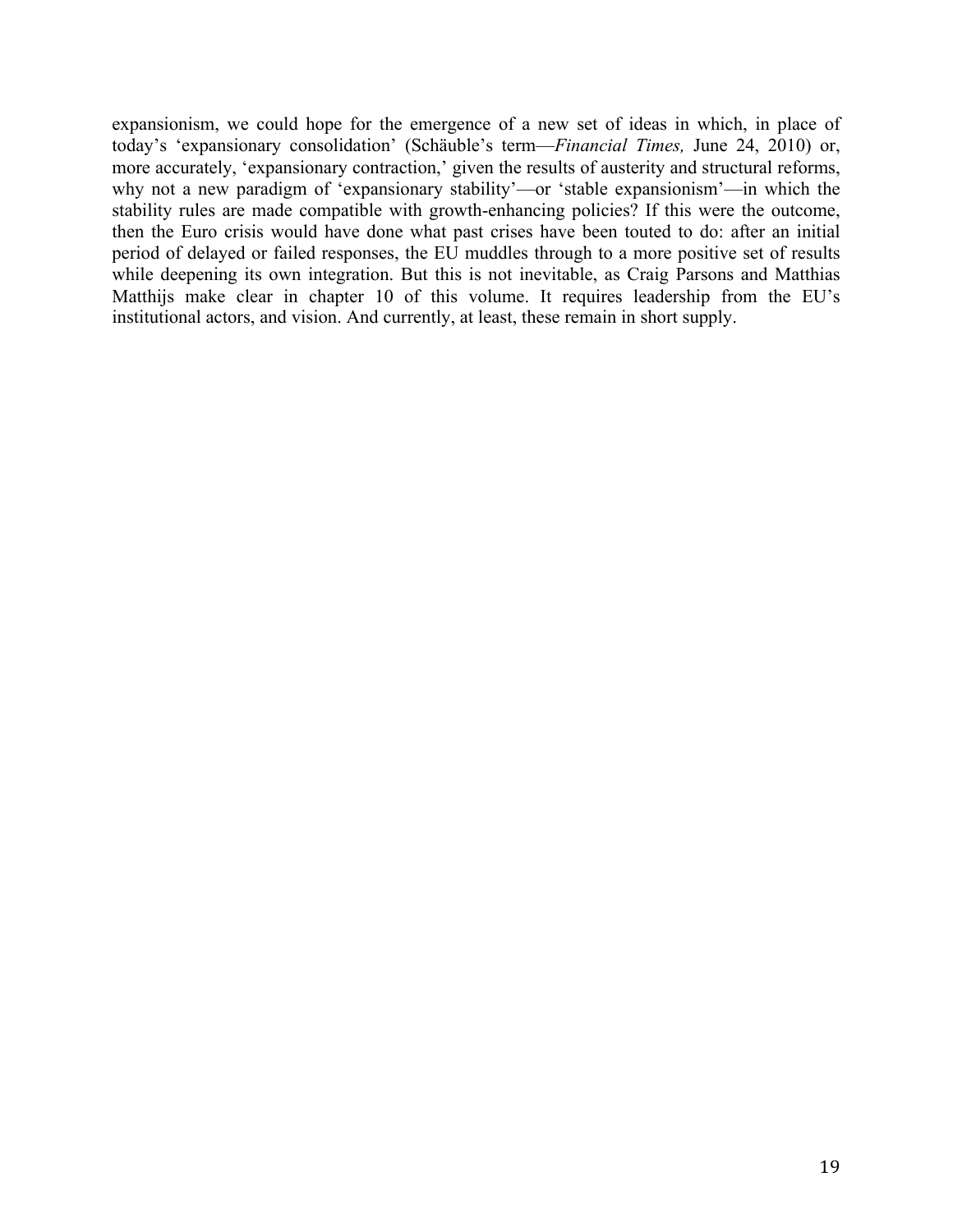expansionism, we could hope for the emergence of a new set of ideas in which, in place of today's 'expansionary consolidation' (Schäuble's term—*Financial Times,* June 24, 2010) or, more accurately, 'expansionary contraction,' given the results of austerity and structural reforms, why not a new paradigm of 'expansionary stability'—or 'stable expansionism'—in which the stability rules are made compatible with growth-enhancing policies? If this were the outcome, then the Euro crisis would have done what past crises have been touted to do: after an initial period of delayed or failed responses, the EU muddles through to a more positive set of results while deepening its own integration. But this is not inevitable, as Craig Parsons and Matthias Matthijs make clear in chapter 10 of this volume. It requires leadership from the EU's institutional actors, and vision. And currently, at least, these remain in short supply.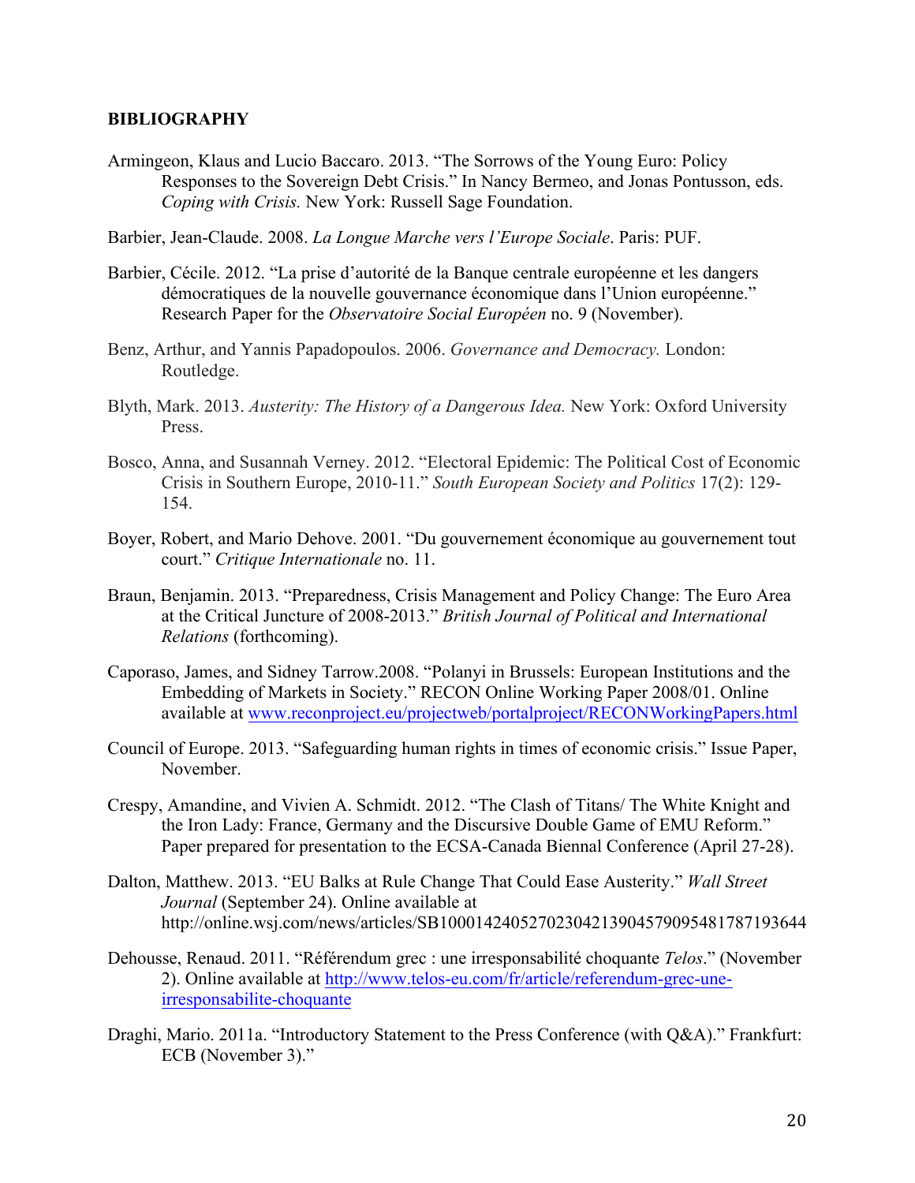## BIBLIOGRAPHY

Armingeon, Klaus and Lucio Baccaro. 2013. "The Sorrows of the Young Euro: Policy Responses to the Sovereign Debt Crisis." In Nancy Bermeo, and Jonas Pontusson, eds. *Coping with Crisis.* New York: Russell Sage Foundation.

Barbier, Jean-Claude. 2008. *La Longue Marche vers l'Europe Sociale*. Paris: PUF.

Barbier, Cécile. 2012. "La prise d'autorité de la Banque centrale européenne et les dangers démocratiques de la nouvelle gouvernance économique dans l'Union européenne." Research Paper for the *Observatoire Social Européen* no. 9 (November).

Benz, Arthur, and Yannis Papadopoulos. 2006. *Governance and Democracy.* London: Routledge.

Blyth, Mark. 2013. *Austerity: The History of a Dangerous Idea.* New York: Oxford University Press.

Bosco, Anna, and Susannah Verney. 2012. "Electoral Epidemic: The Political Cost of Economic Crisis in Southern Europe, 2010-11." *South European Society and Politics* 17(2): 129-154.

Boyer, Robert, and Mario Dehove. 2001. "Du gouvernement économique au gouvernement tout court." *Critique Internationale* no. 11.

Braun, Benjamin. 2013. "Preparedness, Crisis Management and Policy Change: The Euro Area at the Critical Juncture of 2008-2013." *British Journal of Political and International Relations* (forthcoming).

Caporaso, James, and Sidney Tarrow.2008. "Polanyi in Brussels: European Institutions and the Embedding of Markets in Society." RECON Online Working Paper 2008/01. Online available at www.reconproject.eu/projectweb/portalproject/RECONWorkingPapers.html

Council of Europe. 2013. "Safeguarding human rights in times of economic crisis." Issue Paper, November.

Crespy, Amandine, and Vivien A. Schmidt. 2012. "The Clash of Titans/ The White Knight and the Iron Lady: France, Germany and the Discursive Double Game of EMU Reform." Paper prepared for presentation to the ECSA-Canada Biennal Conference (April 27-28).

Dalton, Matthew. 2013. "EU Balks at Rule Change That Could Ease Austerity." *Wall Street Journal* (September 24). Online available at http://online.wsj.com/news/articles/SB10001424052702304213904579095481787193644

Dehousse, Renaud. 2011. "Référendum grec : une irresponsabilité choquante *Telos*." (November 2). Online available at http://www.telos-eu.com/fr/article/referendum-grec-une-irresponsabilite-choquante

Draghi, Mario. 2011a. "Introductory Statement to the Press Conference (with Q&A)." Frankfurt: ECB (November 3)."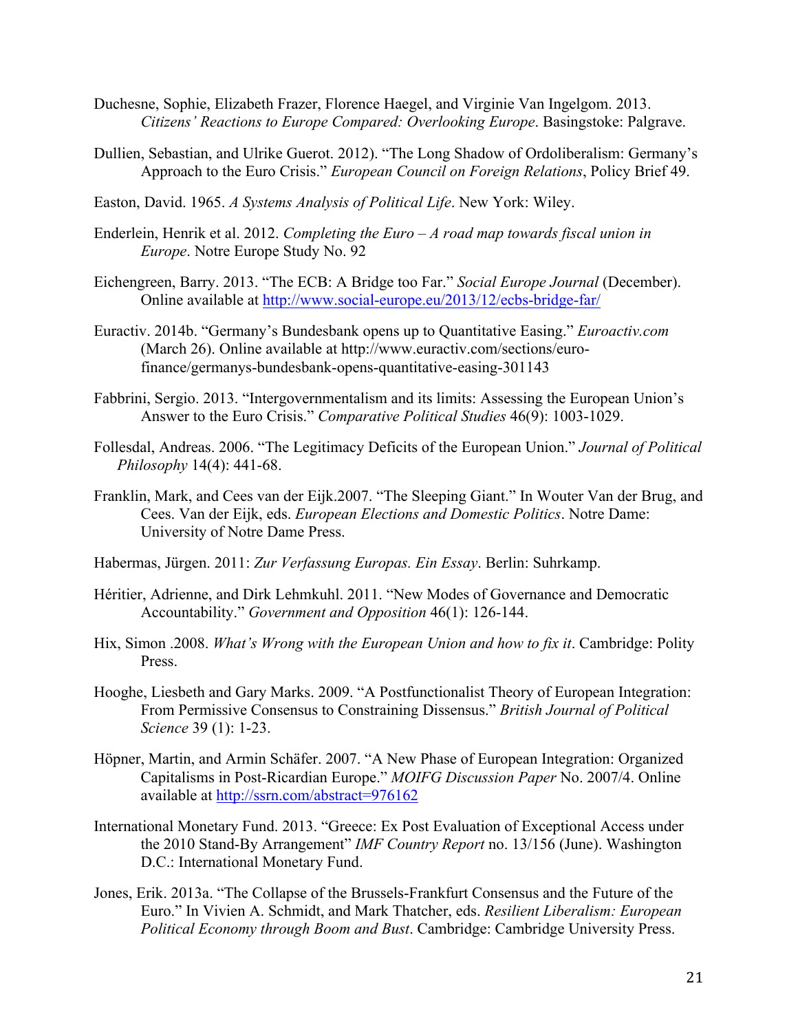Duchesne, Sophie, Elizabeth Frazer, Florence Haegel, and Virginie Van Ingelgom. 2013. *Citizens' Reactions to Europe Compared: Overlooking Europe*. Basingstoke: Palgrave.

Dullien, Sebastian, and Ulrike Guerot. 2012). "The Long Shadow of Ordoliberalism: Germany's Approach to the Euro Crisis." *European Council on Foreign Relations*, Policy Brief 49.

Easton, David. 1965. *A Systems Analysis of Political Life*. New York: Wiley.

Enderlein, Henrik et al. 2012. *Completing the Euro – A road map towards fiscal union in Europe*. Notre Europe Study No. 92

Eichengreen, Barry. 2013. "The ECB: A Bridge too Far." *Social Europe Journal* (December). Online available at http://www.social-europe.eu/2013/12/ecbs-bridge-far/

Euractiv. 2014b. "Germany's Bundesbank opens up to Quantitative Easing." *Euroactiv.com* (March 26). Online available at http://www.euractiv.com/sections/euro-finance/germanys-bundesbank-opens-quantitative-easing-301143

Fabbrini, Sergio. 2013. "Intergovernmentalism and its limits: Assessing the European Union's Answer to the Euro Crisis." *Comparative Political Studies* 46(9): 1003-1029.

Follesdal, Andreas. 2006. "The Legitimacy Deficits of the European Union." *Journal of Political Philosophy* 14(4): 441-68.

Franklin, Mark, and Cees van der Eijk.2007. "The Sleeping Giant." In Wouter Van der Brug, and Cees. Van der Eijk, eds. *European Elections and Domestic Politics*. Notre Dame: University of Notre Dame Press.

Habermas, Jürgen. 2011: *Zur Verfassung Europas. Ein Essay*. Berlin: Suhrkamp.

Héritier, Adrienne, and Dirk Lehmkuhl. 2011. "New Modes of Governance and Democratic Accountability." *Government and Opposition* 46(1): 126-144.

Hix, Simon .2008. *What's Wrong with the European Union and how to fix it*. Cambridge: Polity Press.

Hooghe, Liesbeth and Gary Marks. 2009. "A Postfunctionalist Theory of European Integration: From Permissive Consensus to Constraining Dissensus." *British Journal of Political Science* 39 (1): 1-23.

Höpner, Martin, and Armin Schäfer. 2007. "A New Phase of European Integration: Organized Capitalisms in Post-Ricardian Europe." *MOIFG Discussion Paper* No. 2007/4. Online available at http://ssrn.com/abstract=976162

International Monetary Fund. 2013. "Greece: Ex Post Evaluation of Exceptional Access under the 2010 Stand-By Arrangement" *IMF Country Report* no. 13/156 (June). Washington D.C.: International Monetary Fund.

Jones, Erik. 2013a. "The Collapse of the Brussels-Frankfurt Consensus and the Future of the Euro." In Vivien A. Schmidt, and Mark Thatcher, eds. *Resilient Liberalism: European Political Economy through Boom and Bust*. Cambridge: Cambridge University Press.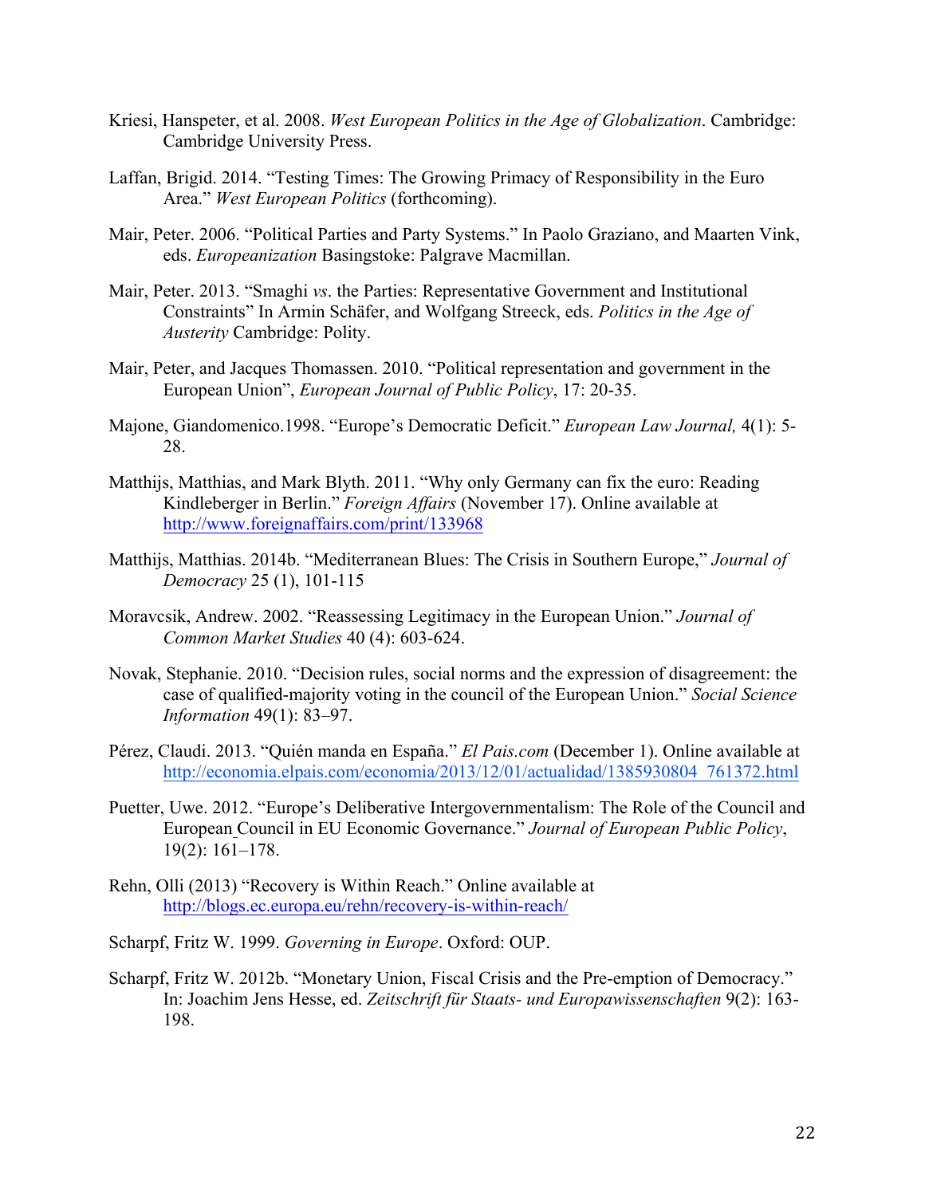Kriesi, Hanspeter, et al. 2008. *West European Politics in the Age of Globalization*. Cambridge: Cambridge University Press.

Laffan, Brigid. 2014. "Testing Times: The Growing Primacy of Responsibility in the Euro Area." *West European Politics* (forthcoming).

Mair, Peter. 2006. "Political Parties and Party Systems." In Paolo Graziano, and Maarten Vink, eds. *Europeanization* Basingstoke: Palgrave Macmillan.

Mair, Peter. 2013. "Smaghi *vs*. the Parties: Representative Government and Institutional Constraints" In Armin Schäfer, and Wolfgang Streeck, eds. *Politics in the Age of Austerity* Cambridge: Polity.

Mair, Peter, and Jacques Thomassen. 2010. "Political representation and government in the European Union", *European Journal of Public Policy*, 17: 20-35.

Majone, Giandomenico.1998. "Europe's Democratic Deficit." *European Law Journal,* 4(1): 5-28.

Matthijs, Matthias, and Mark Blyth. 2011. "Why only Germany can fix the euro: Reading Kindleberger in Berlin." *Foreign Affairs* (November 17). Online available at http://www.foreignaffairs.com/print/133968

Matthijs, Matthias. 2014b. "Mediterranean Blues: The Crisis in Southern Europe," *Journal of Democracy* 25 (1), 101-115

Moravcsik, Andrew. 2002. "Reassessing Legitimacy in the European Union." *Journal of Common Market Studies* 40 (4): 603-624.

Novak, Stephanie. 2010. "Decision rules, social norms and the expression of disagreement: the case of qualified-majority voting in the council of the European Union." *Social Science Information* 49(1): 83–97.

Pérez, Claudi. 2013. "Quién manda en España." *El Pais.com* (December 1). Online available at http://economia.elpais.com/economia/2013/12/01/actualidad/1385930804_761372.html

Puetter, Uwe. 2012. "Europe's Deliberative Intergovernmentalism: The Role of the Council and European Council in EU Economic Governance." *Journal of European Public Policy*, 19(2): 161–178.

Rehn, Olli (2013) "Recovery is Within Reach." Online available at http://blogs.ec.europa.eu/rehn/recovery-is-within-reach/

Scharpf, Fritz W. 1999. *Governing in Europe*. Oxford: OUP.

Scharpf, Fritz W. 2012b. "Monetary Union, Fiscal Crisis and the Pre-emption of Democracy." In: Joachim Jens Hesse, ed. *Zeitschrift für Staats- und Europawissenschaften* 9(2): 163-198.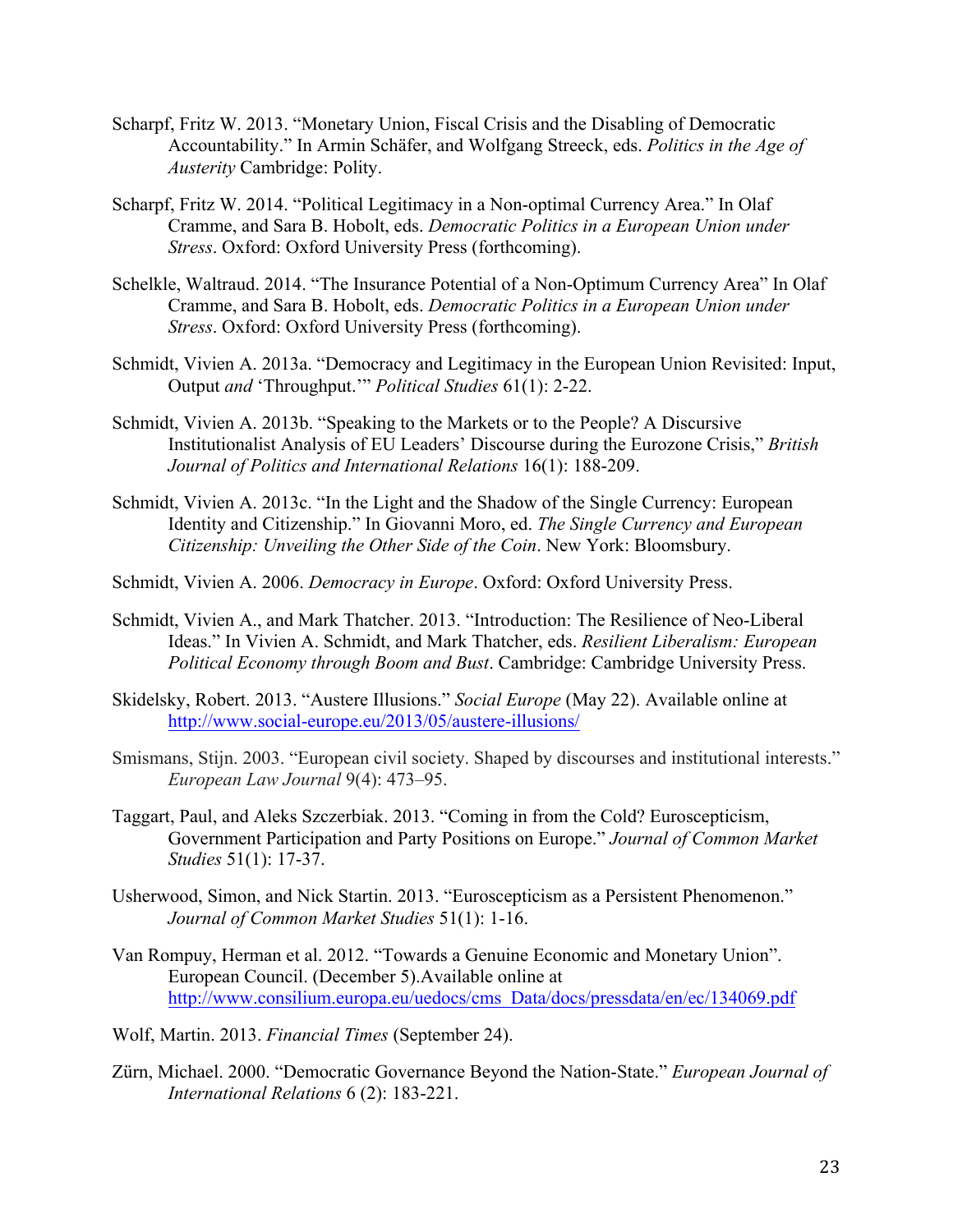Scharpf, Fritz W. 2013. “Monetary Union, Fiscal Crisis and the Disabling of Democratic Accountability.” In Armin Schäfer, and Wolfgang Streeck, eds. *Politics in the Age of Austerity* Cambridge: Polity.

Scharpf, Fritz W. 2014. “Political Legitimacy in a Non-optimal Currency Area.” In Olaf Cramme, and Sara B. Hobolt, eds. *Democratic Politics in a European Union under Stress*. Oxford: Oxford University Press (forthcoming).

Schelkle, Waltraud. 2014. “The Insurance Potential of a Non-Optimum Currency Area” In Olaf Cramme, and Sara B. Hobolt, eds. *Democratic Politics in a European Union under Stress*. Oxford: Oxford University Press (forthcoming).

Schmidt, Vivien A. 2013a. “Democracy and Legitimacy in the European Union Revisited: Input, Output *and* ‘Throughput.’” *Political Studies* 61(1): 2-22.

Schmidt, Vivien A. 2013b. “Speaking to the Markets or to the People? A Discursive Institutionalist Analysis of EU Leaders’ Discourse during the Eurozone Crisis,” *British Journal of Politics and International Relations* 16(1): 188-209.

Schmidt, Vivien A. 2013c. “In the Light and the Shadow of the Single Currency: European Identity and Citizenship.” In Giovanni Moro, ed. *The Single Currency and European Citizenship: Unveiling the Other Side of the Coin*. New York: Bloomsbury.

Schmidt, Vivien A. 2006. *Democracy in Europe*. Oxford: Oxford University Press.

Schmidt, Vivien A., and Mark Thatcher. 2013. “Introduction: The Resilience of Neo-Liberal Ideas.” In Vivien A. Schmidt, and Mark Thatcher, eds. *Resilient Liberalism: European Political Economy through Boom and Bust*. Cambridge: Cambridge University Press.

Skidelsky, Robert. 2013. “Austere Illusions.” *Social Europe* (May 22). Available online at http://www.social-europe.eu/2013/05/austere-illusions/

Smismans, Stijn. 2003. “European civil society. Shaped by discourses and institutional interests.” *European Law Journal* 9(4): 473–95.

Taggart, Paul, and Aleks Szczerbiak. 2013. “Coming in from the Cold? Euroscepticism, Government Participation and Party Positions on Europe.” *Journal of Common Market Studies* 51(1): 17-37.

Usherwood, Simon, and Nick Startin. 2013. “Euroscepticism as a Persistent Phenomenon.” *Journal of Common Market Studies* 51(1): 1-16.

Van Rompuy, Herman et al. 2012. “Towards a Genuine Economic and Monetary Union”. European Council. (December 5).Available online at http://www.consilium.europa.eu/uedocs/cms_Data/docs/pressdata/en/ec/134069.pdf

Wolf, Martin. 2013. *Financial Times* (September 24).

Zürn, Michael. 2000. “Democratic Governance Beyond the Nation-State.” *European Journal of International Relations* 6 (2): 183-221.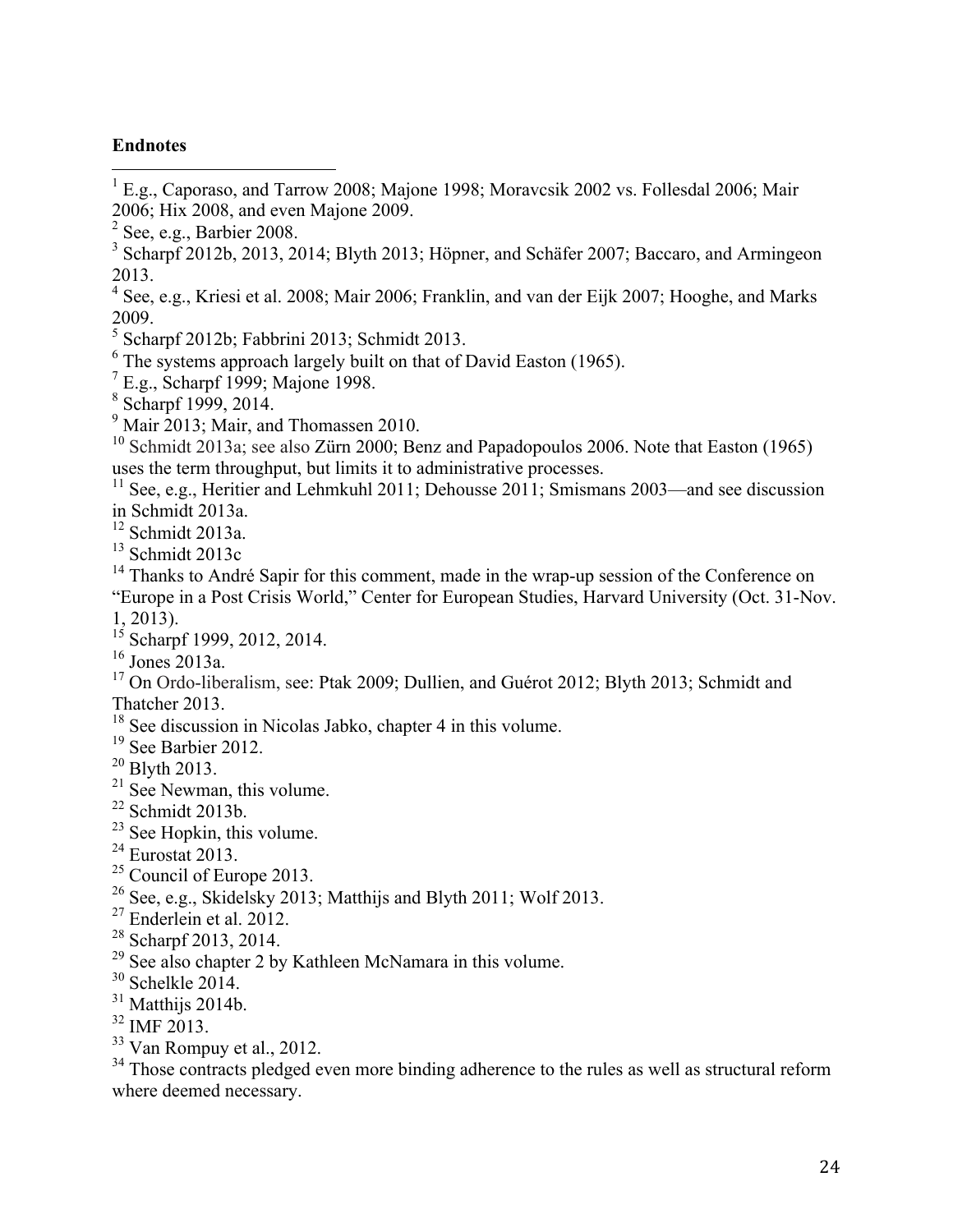**Endnotes**

[1] E.g., Caporaso, and Tarrow 2008; Majone 1998; Moravcsik 2002 vs. Follesdal 2006; Mair 2006; Hix 2008, and even Majone 2009.

[2] See, e.g., Barbier 2008.

[3] Scharpf 2012b, 2013, 2014; Blyth 2013; Höpner, and Schäfer 2007; Baccaro, and Armingeon 2013.

[4] See, e.g., Kriesi et al. 2008; Mair 2006; Franklin, and van der Eijk 2007; Hooghe, and Marks 2009.

[5] Scharpf 2012b; Fabbrini 2013; Schmidt 2013.

[6] The systems approach largely built on that of David Easton (1965).

[7] E.g., Scharpf 1999; Majone 1998.

[8] Scharpf 1999, 2014.

[9] Mair 2013; Mair, and Thomassen 2010.

[10] Schmidt 2013a; see also Zürn 2000; Benz and Papadopoulos 2006. Note that Easton (1965) uses the term throughput, but limits it to administrative processes.

[11] See, e.g., Heritier and Lehmkuhl 2011; Dehousse 2011; Smismans 2003—and see discussion in Schmidt 2013a.

[12] Schmidt 2013a.

[13] Schmidt 2013c

[14] Thanks to André Sapir for this comment, made in the wrap-up session of the Conference on "Europe in a Post Crisis World," Center for European Studies, Harvard University (Oct. 31-Nov. 1, 2013).

[15] Scharpf 1999, 2012, 2014.

[16] Jones 2013a.

[17] On Ordo-liberalism, see: Ptak 2009; Dullien, and Guérot 2012; Blyth 2013; Schmidt and Thatcher 2013.

[18] See discussion in Nicolas Jabko, chapter 4 in this volume.

[19] See Barbier 2012.

[20] Blyth 2013.

[21] See Newman, this volume.

[22] Schmidt 2013b.

[23] See Hopkin, this volume.

[24] Eurostat 2013.

[25] Council of Europe 2013.

[26] See, e.g., Skidelsky 2013; Matthijs and Blyth 2011; Wolf 2013.

[27] Enderlein et al. 2012.

[28] Scharpf 2013, 2014.

[29] See also chapter 2 by Kathleen McNamara in this volume.

[30] Schelkle 2014.

[31] Matthijs 2014b.

[32] IMF 2013.

[33] Van Rompuy et al., 2012.

[34] Those contracts pledged even more binding adherence to the rules as well as structural reform where deemed necessary.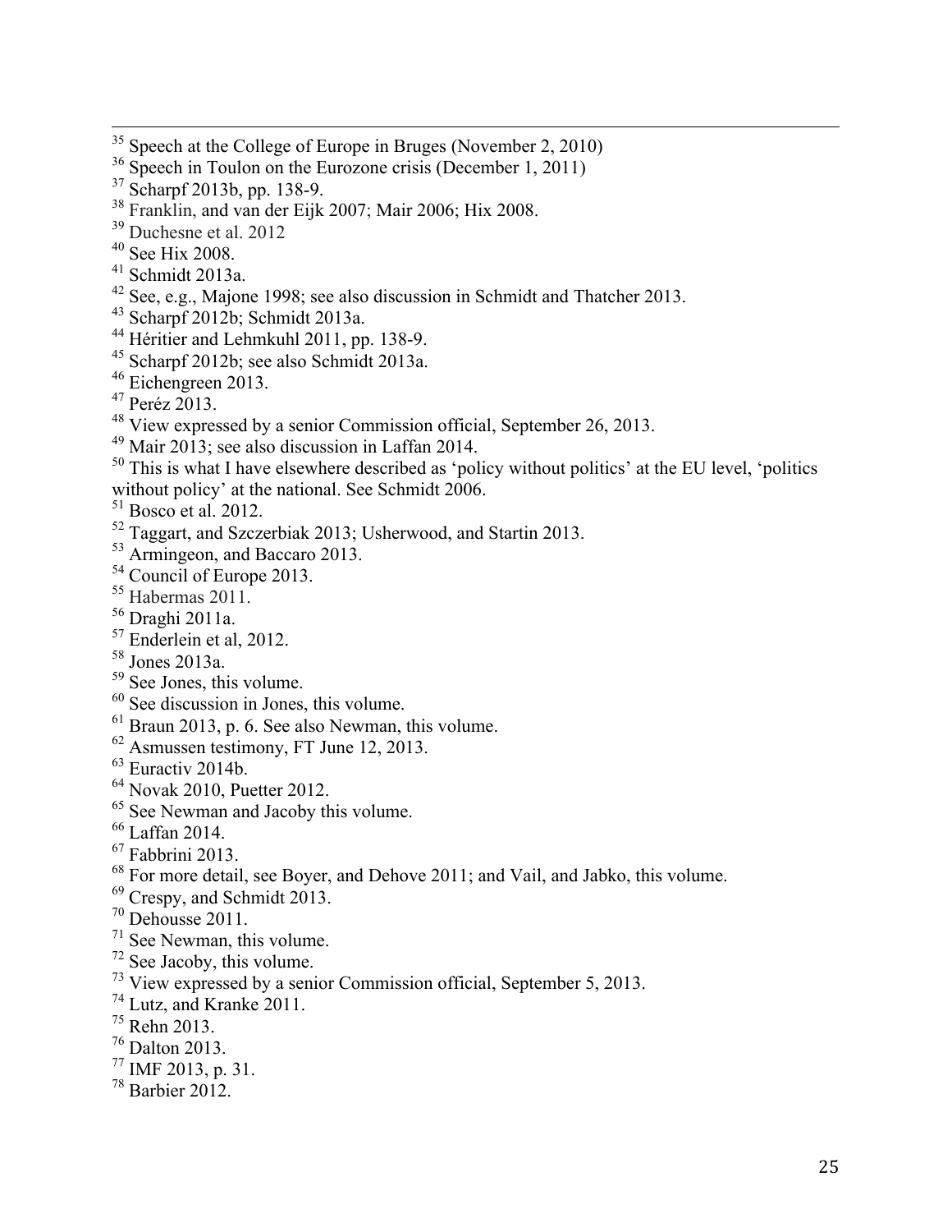[35] Speech at the College of Europe in Bruges (November 2, 2010)
[36] Speech in Toulon on the Eurozone crisis (December 1, 2011)
[37] Scharpf 2013b, pp. 138-9.
[38] Franklin, and van der Eijk 2007; Mair 2006; Hix 2008.
[39] Duchesne et al. 2012
[40] See Hix 2008.
[41] Schmidt 2013a.
[42] See, e.g., Majone 1998; see also discussion in Schmidt and Thatcher 2013.
[43] Scharpf 2012b; Schmidt 2013a.
[44] Héritier and Lehmkuhl 2011, pp. 138-9.
[45] Scharpf 2012b; see also Schmidt 2013a.
[46] Eichengreen 2013.
[47] Peréz 2013.
[48] View expressed by a senior Commission official, September 26, 2013.
[49] Mair 2013; see also discussion in Laffan 2014.
[50] This is what I have elsewhere described as 'policy without politics' at the EU level, 'politics without policy' at the national. See Schmidt 2006.
[51] Bosco et al. 2012.
[52] Taggart, and Szczerbiak 2013; Usherwood, and Startin 2013.
[53] Armingeon, and Baccaro 2013.
[54] Council of Europe 2013.
[55] Habermas 2011.
[56] Draghi 2011a.
[57] Enderlein et al, 2012.
[58] Jones 2013a.
[59] See Jones, this volume.
[60] See discussion in Jones, this volume.
[61] Braun 2013, p. 6. See also Newman, this volume.
[62] Asmussen testimony, FT June 12, 2013.
[63] Euractiv 2014b.
[64] Novak 2010, Puetter 2012.
[65] See Newman and Jacoby this volume.
[66] Laffan 2014.
[67] Fabbrini 2013.
[68] For more detail, see Boyer, and Dehove 2011; and Vail, and Jabko, this volume.
[69] Crespy, and Schmidt 2013.
[70] Dehousse 2011.
[71] See Newman, this volume.
[72] See Jacoby, this volume.
[73] View expressed by a senior Commission official, September 5, 2013.
[74] Lutz, and Kranke 2011.
[75] Rehn 2013.
[76] Dalton 2013.
[77] IMF 2013, p. 31.
[78] Barbier 2012.